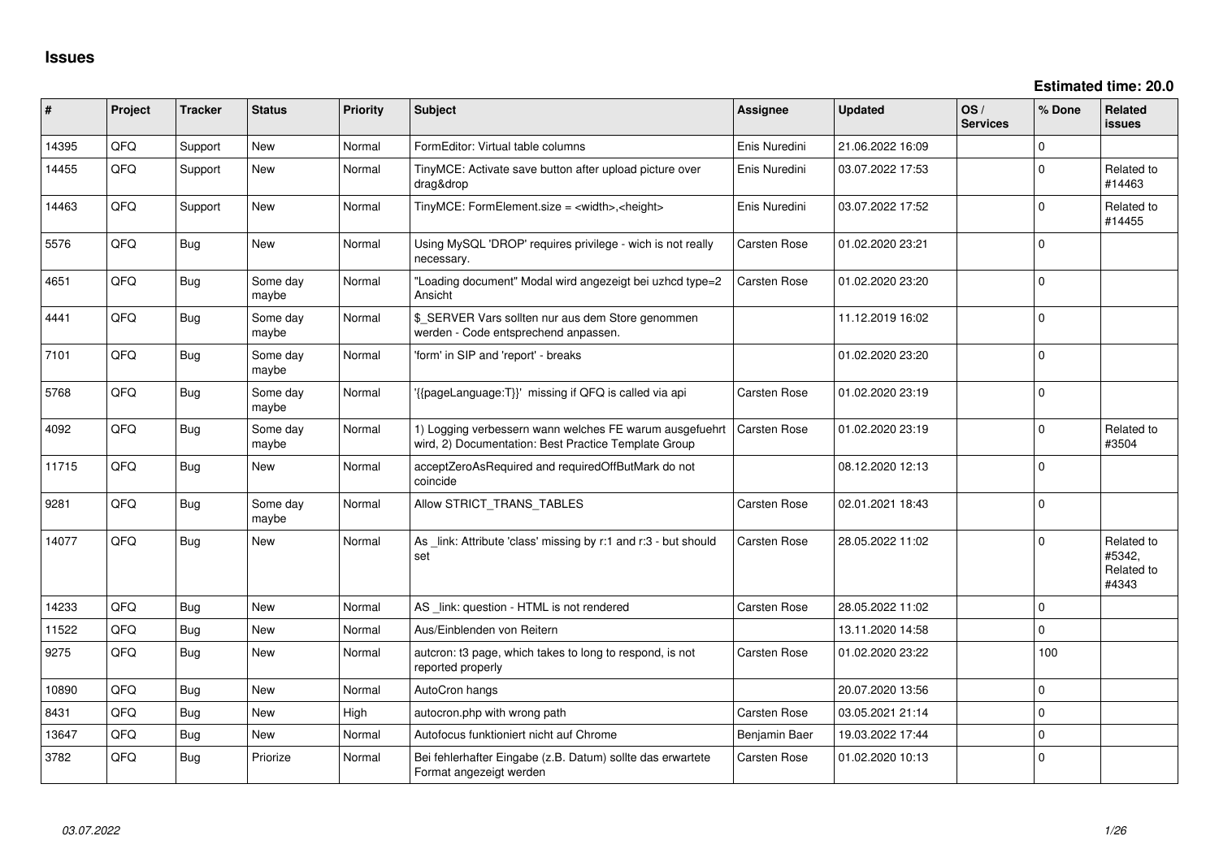# Issues

**Estimated time: 20.0**

| # | Project | Tracker | Status | Priority | Subject | Assignee | Updated | OS / Services | % Done | Related issues |
|---|---|---|---|---|---|---|---|---|---|---|
| 14395 | QFQ | Support | New | Normal | FormEditor: Virtual table columns | Enis Nuredini | 21.06.2022 16:09 | | 0 | |
| 14455 | QFQ | Support | New | Normal | TinyMCE: Activate save button after upload picture over drag&drop | Enis Nuredini | 03.07.2022 17:53 | | 0 | Related to #14463 |
| 14463 | QFQ | Support | New | Normal | TinyMCE: FormElement.size = <width>,<height> | Enis Nuredini | 03.07.2022 17:52 | | 0 | Related to #14455 |
| 5576 | QFQ | Bug | New | Normal | Using MySQL 'DROP' requires privilege - wich is not really necessary. | Carsten Rose | 01.02.2020 23:21 | | 0 | |
| 4651 | QFQ | Bug | Some day maybe | Normal | "Loading document" Modal wird angezeigt bei uzhcd type=2 Ansicht | Carsten Rose | 01.02.2020 23:20 | | 0 | |
| 4441 | QFQ | Bug | Some day maybe | Normal | $_SERVER Vars sollten nur aus dem Store genommen werden - Code entsprechend anpassen. | | 11.12.2019 16:02 | | 0 | |
| 7101 | QFQ | Bug | Some day maybe | Normal | 'form' in SIP and 'report' - breaks | | 01.02.2020 23:20 | | 0 | |
| 5768 | QFQ | Bug | Some day maybe | Normal | '{{pageLanguage:T}}' missing if QFQ is called via api | Carsten Rose | 01.02.2020 23:19 | | 0 | |
| 4092 | QFQ | Bug | Some day maybe | Normal | 1) Logging verbessern wann welches FE warum ausgefuehrt wird, 2) Documentation: Best Practice Template Group | Carsten Rose | 01.02.2020 23:19 | | 0 | Related to #3504 |
| 11715 | QFQ | Bug | New | Normal | acceptZeroAsRequired and requiredOffButMark do not coincide | | 08.12.2020 12:13 | | 0 | |
| 9281 | QFQ | Bug | Some day maybe | Normal | Allow STRICT_TRANS_TABLES | Carsten Rose | 02.01.2021 18:43 | | 0 | |
| 14077 | QFQ | Bug | New | Normal | As _link: Attribute 'class' missing by r:1 and r:3 - but should set | Carsten Rose | 28.05.2022 11:02 | | 0 | Related to #5342, Related to #4343 |
| 14233 | QFQ | Bug | New | Normal | AS _link: question - HTML is not rendered | Carsten Rose | 28.05.2022 11:02 | | 0 | |
| 11522 | QFQ | Bug | New | Normal | Aus/Einblenden von Reitern | | 13.11.2020 14:58 | | 0 | |
| 9275 | QFQ | Bug | New | Normal | autcron: t3 page, which takes to long to respond, is not reported properly | Carsten Rose | 01.02.2020 23:22 | | 100 | |
| 10890 | QFQ | Bug | New | Normal | AutoCron hangs | | 20.07.2020 13:56 | | 0 | |
| 8431 | QFQ | Bug | New | High | autocron.php with wrong path | Carsten Rose | 03.05.2021 21:14 | | 0 | |
| 13647 | QFQ | Bug | New | Normal | Autofocus funktioniert nicht auf Chrome | Benjamin Baer | 19.03.2022 17:44 | | 0 | |
| 3782 | QFQ | Bug | Priorize | Normal | Bei fehlerhafter Eingabe (z.B. Datum) sollte das erwartete Format angezeigt werden | Carsten Rose | 01.02.2020 10:13 | | 0 | |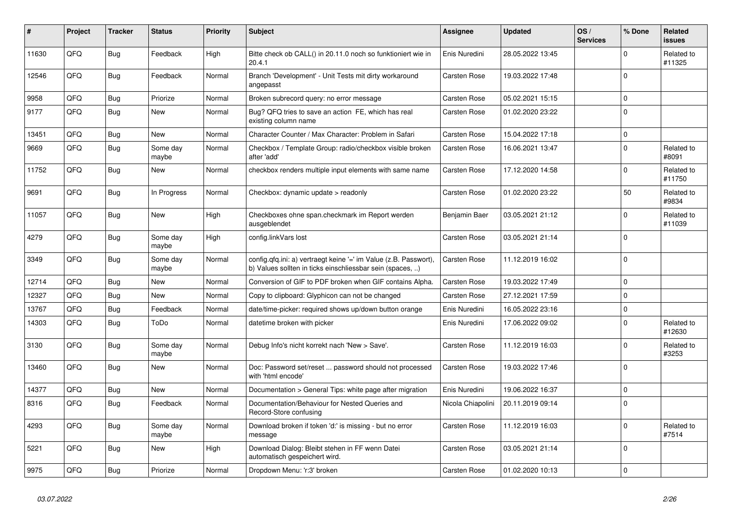| # | Project | Tracker | Status | Priority | Subject | Assignee | Updated | OS / Services | % Done | Related issues |
|---|---|---|---|---|---|---|---|---|---|---|
| 11630 | QFQ | Bug | Feedback | High | Bitte check ob CALL() in 20.11.0 noch so funktioniert wie in 20.4.1 | Enis Nuredini | 28.05.2022 13:45 | | 0 | Related to #11325 |
| 12546 | QFQ | Bug | Feedback | Normal | Branch 'Development' - Unit Tests mit dirty workaround angepasst | Carsten Rose | 19.03.2022 17:48 | | 0 | |
| 9958 | QFQ | Bug | Priorize | Normal | Broken subrecord query: no error message | Carsten Rose | 05.02.2021 15:15 | | 0 | |
| 9177 | QFQ | Bug | New | Normal | Bug? QFQ tries to save an action FE, which has real existing column name | Carsten Rose | 01.02.2020 23:22 | | 0 | |
| 13451 | QFQ | Bug | New | Normal | Character Counter / Max Character: Problem in Safari | Carsten Rose | 15.04.2022 17:18 | | 0 | |
| 9669 | QFQ | Bug | Some day maybe | Normal | Checkbox / Template Group: radio/checkbox visible broken after 'add' | Carsten Rose | 16.06.2021 13:47 | | 0 | Related to #8091 |
| 11752 | QFQ | Bug | New | Normal | checkbox renders multiple input elements with same name | Carsten Rose | 17.12.2020 14:58 | | 0 | Related to #11750 |
| 9691 | QFQ | Bug | In Progress | Normal | Checkbox: dynamic update > readonly | Carsten Rose | 01.02.2020 23:22 | | 50 | Related to #9834 |
| 11057 | QFQ | Bug | New | High | Checkboxes ohne span.checkmark im Report werden ausgeblendet | Benjamin Baer | 03.05.2021 21:12 | | 0 | Related to #11039 |
| 4279 | QFQ | Bug | Some day maybe | High | config.linkVars lost | Carsten Rose | 03.05.2021 21:14 | | 0 | |
| 3349 | QFQ | Bug | Some day maybe | Normal | config.qfq.ini: a) vertraegt keine '=' im Value (z.B. Passwort), b) Values sollten in ticks einschliessbar sein (spaces, ..) | Carsten Rose | 11.12.2019 16:02 | | 0 | |
| 12714 | QFQ | Bug | New | Normal | Conversion of GIF to PDF broken when GIF contains Alpha. | Carsten Rose | 19.03.2022 17:49 | | 0 | |
| 12327 | QFQ | Bug | New | Normal | Copy to clipboard: Glyphicon can not be changed | Carsten Rose | 27.12.2021 17:59 | | 0 | |
| 13767 | QFQ | Bug | Feedback | Normal | date/time-picker: required shows up/down button orange | Enis Nuredini | 16.05.2022 23:16 | | 0 | |
| 14303 | QFQ | Bug | ToDo | Normal | datetime broken with picker | Enis Nuredini | 17.06.2022 09:02 | | 0 | Related to #12630 |
| 3130 | QFQ | Bug | Some day maybe | Normal | Debug Info's nicht korrekt nach 'New > Save'. | Carsten Rose | 11.12.2019 16:03 | | 0 | Related to #3253 |
| 13460 | QFQ | Bug | New | Normal | Doc: Password set/reset ... password should not processed with 'html encode' | Carsten Rose | 19.03.2022 17:46 | | 0 | |
| 14377 | QFQ | Bug | New | Normal | Documentation > General Tips: white page after migration | Enis Nuredini | 19.06.2022 16:37 | | 0 | |
| 8316 | QFQ | Bug | Feedback | Normal | Documentation/Behaviour for Nested Queries and Record-Store confusing | Nicola Chiapolini | 20.11.2019 09:14 | | 0 | |
| 4293 | QFQ | Bug | Some day maybe | Normal | Download broken if token 'd:' is missing - but no error message | Carsten Rose | 11.12.2019 16:03 | | 0 | Related to #7514 |
| 5221 | QFQ | Bug | New | High | Download Dialog: Bleibt stehen in FF wenn Datei automatisch gespeichert wird. | Carsten Rose | 03.05.2021 21:14 | | 0 | |
| 9975 | QFQ | Bug | Priorize | Normal | Dropdown Menu: 'r:3' broken | Carsten Rose | 01.02.2020 10:13 | | 0 | |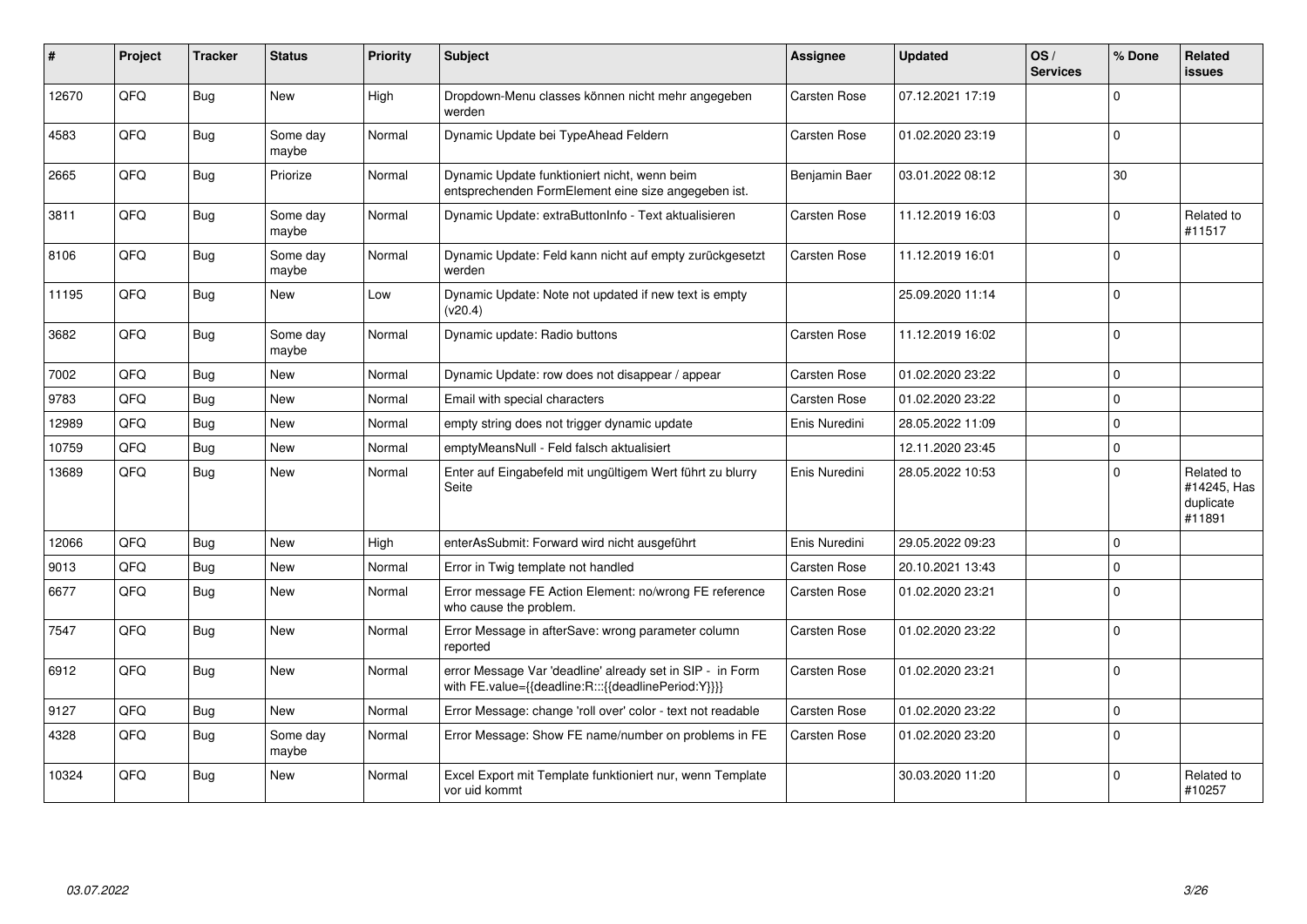| # | Project | Tracker | Status | Priority | Subject | Assignee | Updated | OS / Services | % Done | Related issues |
|---|---|---|---|---|---|---|---|---|---|---|
| 12670 | QFQ | Bug | New | High | Dropdown-Menu classes können nicht mehr angegeben werden | Carsten Rose | 07.12.2021 17:19 | | 0 | |
| 4583 | QFQ | Bug | Some day maybe | Normal | Dynamic Update bei TypeAhead Feldern | Carsten Rose | 01.02.2020 23:19 | | 0 | |
| 2665 | QFQ | Bug | Priorize | Normal | Dynamic Update funktioniert nicht, wenn beim entsprechenden FormElement eine size angegeben ist. | Benjamin Baer | 03.01.2022 08:12 | | 30 | |
| 3811 | QFQ | Bug | Some day maybe | Normal | Dynamic Update: extraButtonInfo - Text aktualisieren | Carsten Rose | 11.12.2019 16:03 | | 0 | Related to #11517 |
| 8106 | QFQ | Bug | Some day maybe | Normal | Dynamic Update: Feld kann nicht auf empty zurückgesetzt werden | Carsten Rose | 11.12.2019 16:01 | | 0 | |
| 11195 | QFQ | Bug | New | Low | Dynamic Update: Note not updated if new text is empty (v20.4) | | 25.09.2020 11:14 | | 0 | |
| 3682 | QFQ | Bug | Some day maybe | Normal | Dynamic update: Radio buttons | Carsten Rose | 11.12.2019 16:02 | | 0 | |
| 7002 | QFQ | Bug | New | Normal | Dynamic Update: row does not disappear / appear | Carsten Rose | 01.02.2020 23:22 | | 0 | |
| 9783 | QFQ | Bug | New | Normal | Email with special characters | Carsten Rose | 01.02.2020 23:22 | | 0 | |
| 12989 | QFQ | Bug | New | Normal | empty string does not trigger dynamic update | Enis Nuredini | 28.05.2022 11:09 | | 0 | |
| 10759 | QFQ | Bug | New | Normal | emptyMeansNull - Feld falsch aktualisiert | | 12.11.2020 23:45 | | 0 | |
| 13689 | QFQ | Bug | New | Normal | Enter auf Eingabefeld mit ungültigem Wert führt zu blurry Seite | Enis Nuredini | 28.05.2022 10:53 | | 0 | Related to #14245, Has duplicate #11891 |
| 12066 | QFQ | Bug | New | High | enterAsSubmit: Forward wird nicht ausgeführt | Enis Nuredini | 29.05.2022 09:23 | | 0 | |
| 9013 | QFQ | Bug | New | Normal | Error in Twig template not handled | Carsten Rose | 20.10.2021 13:43 | | 0 | |
| 6677 | QFQ | Bug | New | Normal | Error message FE Action Element: no/wrong FE reference who cause the problem. | Carsten Rose | 01.02.2020 23:21 | | 0 | |
| 7547 | QFQ | Bug | New | Normal | Error Message in afterSave: wrong parameter column reported | Carsten Rose | 01.02.2020 23:22 | | 0 | |
| 6912 | QFQ | Bug | New | Normal | error Message Var 'deadline' already set in SIP - in Form with FE.value={{deadline:R:::{{deadlinePeriod:Y}}}} | Carsten Rose | 01.02.2020 23:21 | | 0 | |
| 9127 | QFQ | Bug | New | Normal | Error Message: change 'roll over' color - text not readable | Carsten Rose | 01.02.2020 23:22 | | 0 | |
| 4328 | QFQ | Bug | Some day maybe | Normal | Error Message: Show FE name/number on problems in FE | Carsten Rose | 01.02.2020 23:20 | | 0 | |
| 10324 | QFQ | Bug | New | Normal | Excel Export mit Template funktioniert nur, wenn Template vor uid kommt | | 30.03.2020 11:20 | | 0 | Related to #10257 |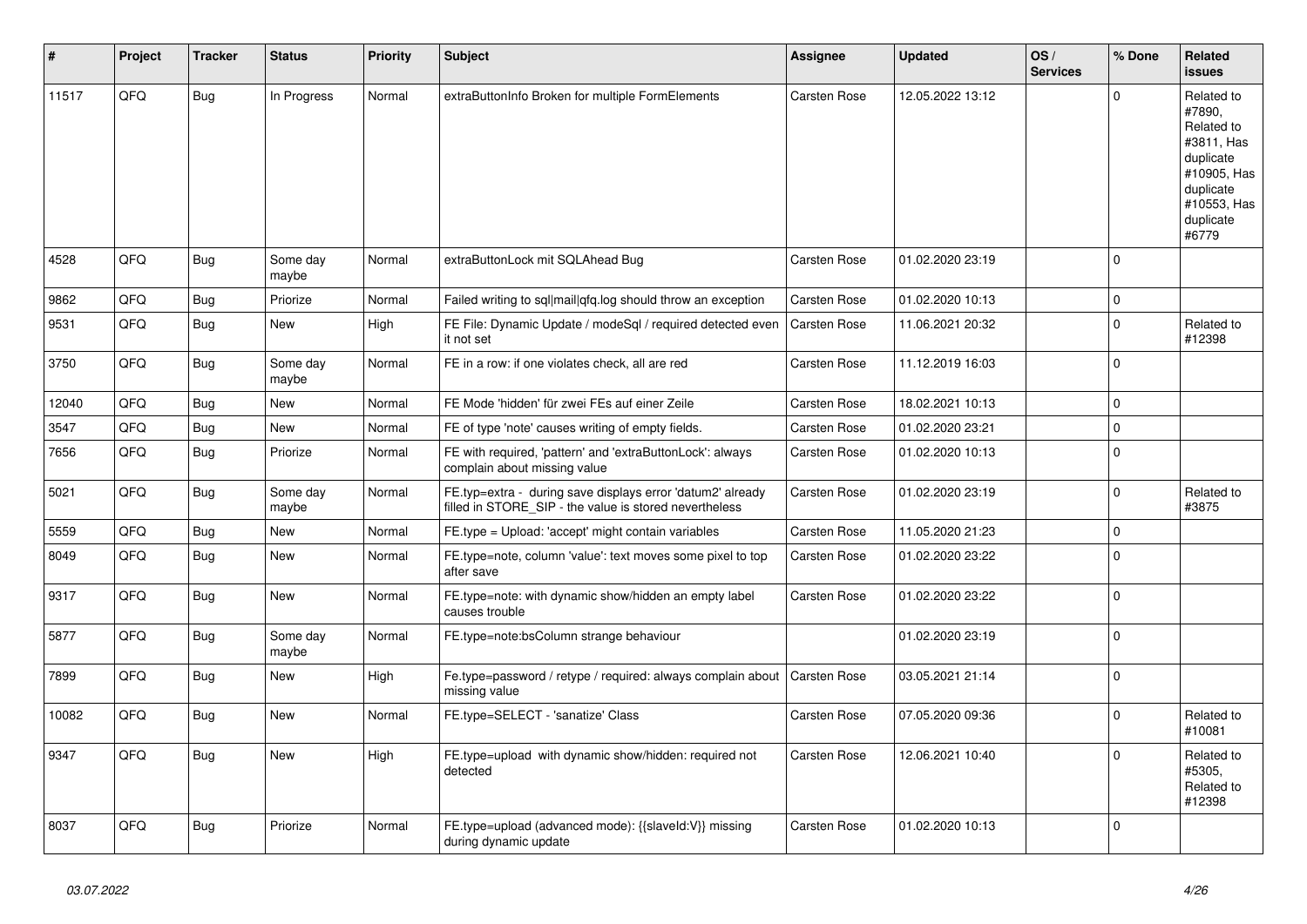| # | Project | Tracker | Status | Priority | Subject | Assignee | Updated | OS / Services | % Done | Related issues |
|---|---|---|---|---|---|---|---|---|---|---|
| 11517 | QFQ | Bug | In Progress | Normal | extraButtonInfo Broken for multiple FormElements | Carsten Rose | 12.05.2022 13:12 | | 0 | Related to #7890, Related to #3811, Has duplicate #10905, Has duplicate #10553, Has duplicate #6779 |
| 4528 | QFQ | Bug | Some day maybe | Normal | extraButtonLock mit SQLAhead Bug | Carsten Rose | 01.02.2020 23:19 | | 0 | |
| 9862 | QFQ | Bug | Priorize | Normal | Failed writing to sql\|mail\|qfq.log should throw an exception | Carsten Rose | 01.02.2020 10:13 | | 0 | |
| 9531 | QFQ | Bug | New | High | FE File: Dynamic Update / modeSql / required detected even it not set | Carsten Rose | 11.06.2021 20:32 | | 0 | Related to #12398 |
| 3750 | QFQ | Bug | Some day maybe | Normal | FE in a row: if one violates check, all are red | Carsten Rose | 11.12.2019 16:03 | | 0 | |
| 12040 | QFQ | Bug | New | Normal | FE Mode 'hidden' für zwei FEs auf einer Zeile | Carsten Rose | 18.02.2021 10:13 | | 0 | |
| 3547 | QFQ | Bug | New | Normal | FE of type 'note' causes writing of empty fields. | Carsten Rose | 01.02.2020 23:21 | | 0 | |
| 7656 | QFQ | Bug | Priorize | Normal | FE with required, 'pattern' and 'extraButtonLock': always complain about missing value | Carsten Rose | 01.02.2020 10:13 | | 0 | |
| 5021 | QFQ | Bug | Some day maybe | Normal | FE.typ=extra - during save displays error 'datum2' already filled in STORE_SIP - the value is stored nevertheless | Carsten Rose | 01.02.2020 23:19 | | 0 | Related to #3875 |
| 5559 | QFQ | Bug | New | Normal | FE.type = Upload: 'accept' might contain variables | Carsten Rose | 11.05.2020 21:23 | | 0 | |
| 8049 | QFQ | Bug | New | Normal | FE.type=note, column 'value': text moves some pixel to top after save | Carsten Rose | 01.02.2020 23:22 | | 0 | |
| 9317 | QFQ | Bug | New | Normal | FE.type=note: with dynamic show/hidden an empty label causes trouble | Carsten Rose | 01.02.2020 23:22 | | 0 | |
| 5877 | QFQ | Bug | Some day maybe | Normal | FE.type=note:bsColumn strange behaviour | | 01.02.2020 23:19 | | 0 | |
| 7899 | QFQ | Bug | New | High | Fe.type=password / retype / required: always complain about missing value | Carsten Rose | 03.05.2021 21:14 | | 0 | |
| 10082 | QFQ | Bug | New | Normal | FE.type=SELECT - 'sanatize' Class | Carsten Rose | 07.05.2020 09:36 | | 0 | Related to #10081 |
| 9347 | QFQ | Bug | New | High | FE.type=upload with dynamic show/hidden: required not detected | Carsten Rose | 12.06.2021 10:40 | | 0 | Related to #5305, Related to #12398 |
| 8037 | QFQ | Bug | Priorize | Normal | FE.type=upload (advanced mode): {{slaveId:V}} missing during dynamic update | Carsten Rose | 01.02.2020 10:13 | | 0 | |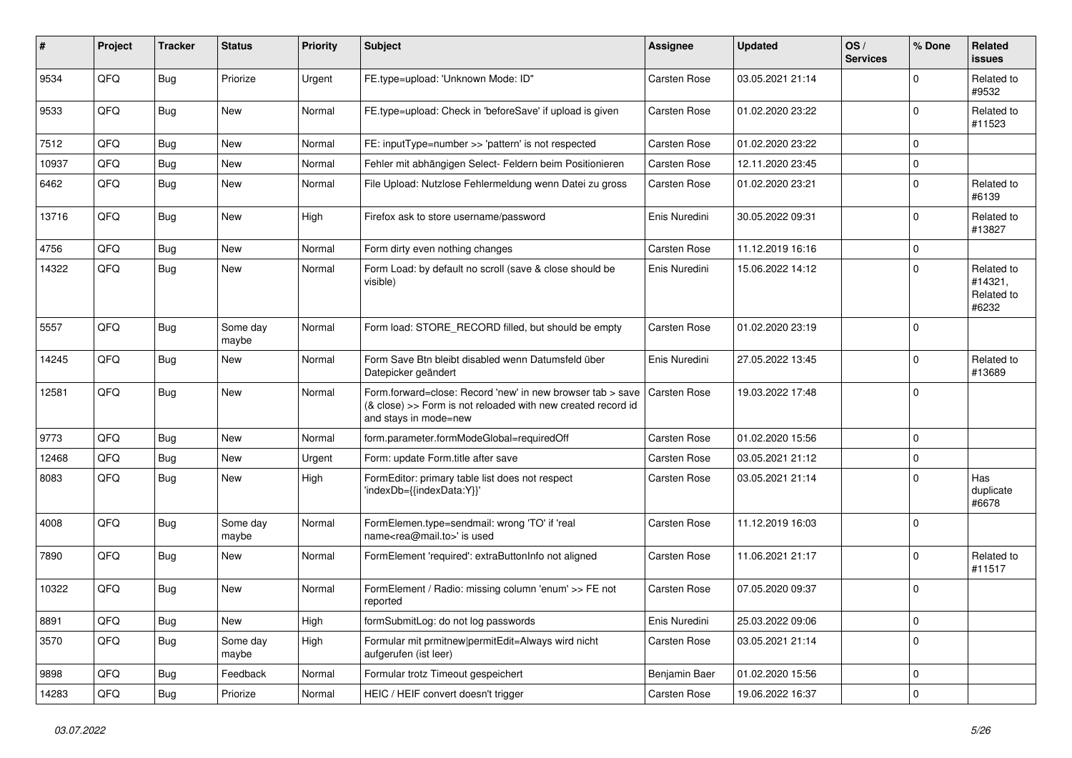| # | Project | Tracker | Status | Priority | Subject | Assignee | Updated | OS / Services | % Done | Related issues |
|---|---|---|---|---|---|---|---|---|---|---|
| 9534 | QFQ | Bug | Priorize | Urgent | FE.type=upload: 'Unknown Mode: ID" | Carsten Rose | 03.05.2021 21:14 | | 0 | Related to #9532 |
| 9533 | QFQ | Bug | New | Normal | FE.type=upload: Check in 'beforeSave' if upload is given | Carsten Rose | 01.02.2020 23:22 | | 0 | Related to #11523 |
| 7512 | QFQ | Bug | New | Normal | FE: inputType=number >> 'pattern' is not respected | Carsten Rose | 01.02.2020 23:22 | | 0 | |
| 10937 | QFQ | Bug | New | Normal | Fehler mit abhängigen Select- Feldern beim Positionieren | Carsten Rose | 12.11.2020 23:45 | | 0 | |
| 6462 | QFQ | Bug | New | Normal | File Upload: Nutzlose Fehlermeldung wenn Datei zu gross | Carsten Rose | 01.02.2020 23:21 | | 0 | Related to #6139 |
| 13716 | QFQ | Bug | New | High | Firefox ask to store username/password | Enis Nuredini | 30.05.2022 09:31 | | 0 | Related to #13827 |
| 4756 | QFQ | Bug | New | Normal | Form dirty even nothing changes | Carsten Rose | 11.12.2019 16:16 | | 0 | |
| 14322 | QFQ | Bug | New | Normal | Form Load: by default no scroll (save & close should be visible) | Enis Nuredini | 15.06.2022 14:12 | | 0 | Related to #14321, Related to #6232 |
| 5557 | QFQ | Bug | Some day maybe | Normal | Form load: STORE_RECORD filled, but should be empty | Carsten Rose | 01.02.2020 23:19 | | 0 | |
| 14245 | QFQ | Bug | New | Normal | Form Save Btn bleibt disabled wenn Datumsfeld über Datepicker geändert | Enis Nuredini | 27.05.2022 13:45 | | 0 | Related to #13689 |
| 12581 | QFQ | Bug | New | Normal | Form.forward=close: Record 'new' in new browser tab > save (& close) >> Form is not reloaded with new created record id and stays in mode=new | Carsten Rose | 19.03.2022 17:48 | | 0 | |
| 9773 | QFQ | Bug | New | Normal | form.parameter.formModeGlobal=requiredOff | Carsten Rose | 01.02.2020 15:56 | | 0 | |
| 12468 | QFQ | Bug | New | Urgent | Form: update Form.title after save | Carsten Rose | 03.05.2021 21:12 | | 0 | |
| 8083 | QFQ | Bug | New | High | FormEditor: primary table list does not respect 'indexDb={{indexData:Y}}' | Carsten Rose | 03.05.2021 21:14 | | 0 | Has duplicate #6678 |
| 4008 | QFQ | Bug | Some day maybe | Normal | FormElemen.type=sendmail: wrong 'TO' if 'real name<rea@mail.to>' is used | Carsten Rose | 11.12.2019 16:03 | | 0 | |
| 7890 | QFQ | Bug | New | Normal | FormElement 'required': extraButtonInfo not aligned | Carsten Rose | 11.06.2021 21:17 | | 0 | Related to #11517 |
| 10322 | QFQ | Bug | New | Normal | FormElement / Radio: missing column 'enum' >> FE not reported | Carsten Rose | 07.05.2020 09:37 | | 0 | |
| 8891 | QFQ | Bug | New | High | formSubmitLog: do not log passwords | Enis Nuredini | 25.03.2022 09:06 | | 0 | |
| 3570 | QFQ | Bug | Some day maybe | High | Formular mit prmitnew\|permitEdit=Always wird nicht aufgerufen (ist leer) | Carsten Rose | 03.05.2021 21:14 | | 0 | |
| 9898 | QFQ | Bug | Feedback | Normal | Formular trotz Timeout gespeichert | Benjamin Baer | 01.02.2020 15:56 | | 0 | |
| 14283 | QFQ | Bug | Priorize | Normal | HEIC / HEIF convert doesn't trigger | Carsten Rose | 19.06.2022 16:37 | | 0 | |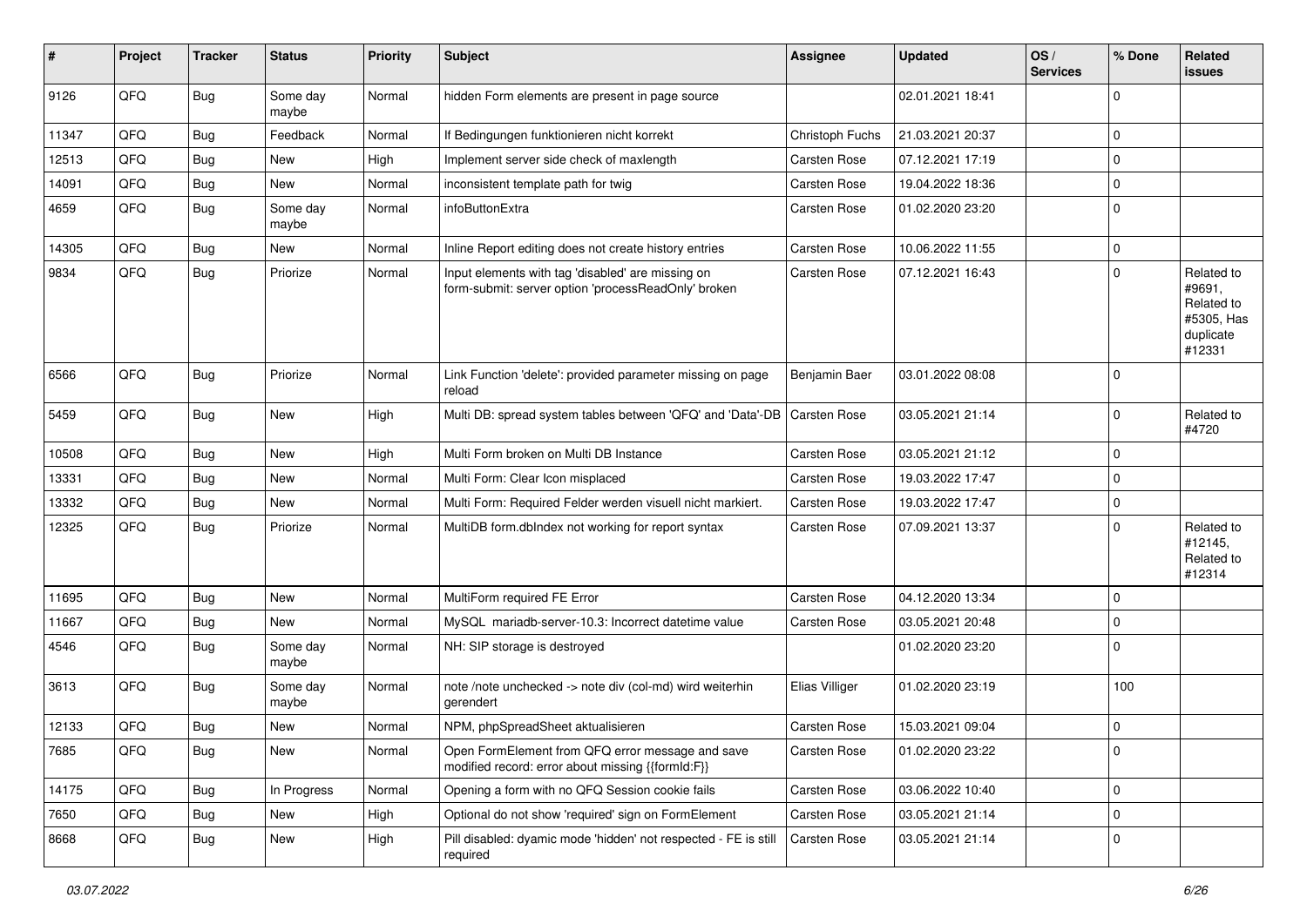| # | Project | Tracker | Status | Priority | Subject | Assignee | Updated | OS / Services | % Done | Related issues |
|---|---|---|---|---|---|---|---|---|---|---|
| 9126 | QFQ | Bug | Some day maybe | Normal | hidden Form elements are present in page source | | 02.01.2021 18:41 | | 0 | |
| 11347 | QFQ | Bug | Feedback | Normal | If Bedingungen funktionieren nicht korrekt | Christoph Fuchs | 21.03.2021 20:37 | | 0 | |
| 12513 | QFQ | Bug | New | High | Implement server side check of maxlength | Carsten Rose | 07.12.2021 17:19 | | 0 | |
| 14091 | QFQ | Bug | New | Normal | inconsistent template path for twig | Carsten Rose | 19.04.2022 18:36 | | 0 | |
| 4659 | QFQ | Bug | Some day maybe | Normal | infoButtonExtra | Carsten Rose | 01.02.2020 23:20 | | 0 | |
| 14305 | QFQ | Bug | New | Normal | Inline Report editing does not create history entries | Carsten Rose | 10.06.2022 11:55 | | 0 | |
| 9834 | QFQ | Bug | Priorize | Normal | Input elements with tag 'disabled' are missing on form-submit: server option 'processReadOnly' broken | Carsten Rose | 07.12.2021 16:43 | | 0 | Related to #9691, Related to #5305, Has duplicate #12331 |
| 6566 | QFQ | Bug | Priorize | Normal | Link Function 'delete': provided parameter missing on page reload | Benjamin Baer | 03.01.2022 08:08 | | 0 | |
| 5459 | QFQ | Bug | New | High | Multi DB: spread system tables between 'QFQ' and 'Data'-DB | Carsten Rose | 03.05.2021 21:14 | | 0 | Related to #4720 |
| 10508 | QFQ | Bug | New | High | Multi Form broken on Multi DB Instance | Carsten Rose | 03.05.2021 21:12 | | 0 | |
| 13331 | QFQ | Bug | New | Normal | Multi Form: Clear Icon misplaced | Carsten Rose | 19.03.2022 17:47 | | 0 | |
| 13332 | QFQ | Bug | New | Normal | Multi Form: Required Felder werden visuell nicht markiert. | Carsten Rose | 19.03.2022 17:47 | | 0 | |
| 12325 | QFQ | Bug | Priorize | Normal | MultiDB form.dbIndex not working for report syntax | Carsten Rose | 07.09.2021 13:37 | | 0 | Related to #12145, Related to #12314 |
| 11695 | QFQ | Bug | New | Normal | MultiForm required FE Error | Carsten Rose | 04.12.2020 13:34 | | 0 | |
| 11667 | QFQ | Bug | New | Normal | MySQL mariadb-server-10.3: Incorrect datetime value | Carsten Rose | 03.05.2021 20:48 | | 0 | |
| 4546 | QFQ | Bug | Some day maybe | Normal | NH: SIP storage is destroyed | | 01.02.2020 23:20 | | 0 | |
| 3613 | QFQ | Bug | Some day maybe | Normal | note /note unchecked -> note div (col-md) wird weiterhin gerendert | Elias Villiger | 01.02.2020 23:19 | | 100 | |
| 12133 | QFQ | Bug | New | Normal | NPM, phpSpreadSheet aktualisieren | Carsten Rose | 15.03.2021 09:04 | | 0 | |
| 7685 | QFQ | Bug | New | Normal | Open FormElement from QFQ error message and save modified record: error about missing {{formId:F}} | Carsten Rose | 01.02.2020 23:22 | | 0 | |
| 14175 | QFQ | Bug | In Progress | Normal | Opening a form with no QFQ Session cookie fails | Carsten Rose | 03.06.2022 10:40 | | 0 | |
| 7650 | QFQ | Bug | New | High | Optional do not show 'required' sign on FormElement | Carsten Rose | 03.05.2021 21:14 | | 0 | |
| 8668 | QFQ | Bug | New | High | Pill disabled: dyamic mode 'hidden' not respected - FE is still required | Carsten Rose | 03.05.2021 21:14 | | 0 | |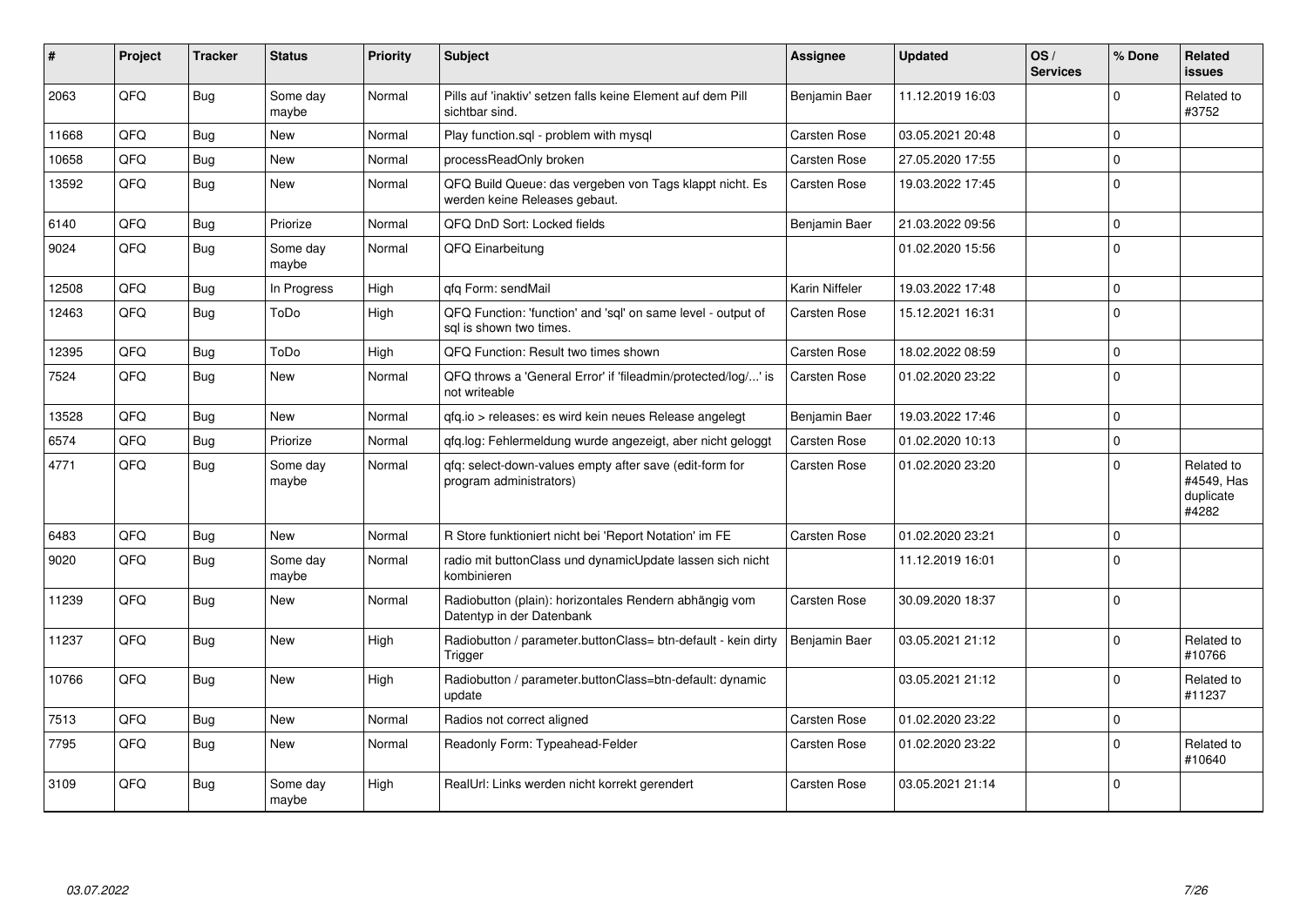| # | Project | Tracker | Status | Priority | Subject | Assignee | Updated | OS / Services | % Done | Related issues |
|---|---|---|---|---|---|---|---|---|---|---|
| 2063 | QFQ | Bug | Some day maybe | Normal | Pills auf 'inaktiv' setzen falls keine Element auf dem Pill sichtbar sind. | Benjamin Baer | 11.12.2019 16:03 | | 0 | Related to #3752 |
| 11668 | QFQ | Bug | New | Normal | Play function.sql - problem with mysql | Carsten Rose | 03.05.2021 20:48 | | 0 | |
| 10658 | QFQ | Bug | New | Normal | processReadOnly broken | Carsten Rose | 27.05.2020 17:55 | | 0 | |
| 13592 | QFQ | Bug | New | Normal | QFQ Build Queue: das vergeben von Tags klappt nicht. Es werden keine Releases gebaut. | Carsten Rose | 19.03.2022 17:45 | | 0 | |
| 6140 | QFQ | Bug | Priorize | Normal | QFQ DnD Sort: Locked fields | Benjamin Baer | 21.03.2022 09:56 | | 0 | |
| 9024 | QFQ | Bug | Some day maybe | Normal | QFQ Einarbeitung | | 01.02.2020 15:56 | | 0 | |
| 12508 | QFQ | Bug | In Progress | High | qfq Form: sendMail | Karin Niffeler | 19.03.2022 17:48 | | 0 | |
| 12463 | QFQ | Bug | ToDo | High | QFQ Function: 'function' and 'sql' on same level - output of sql is shown two times. | Carsten Rose | 15.12.2021 16:31 | | 0 | |
| 12395 | QFQ | Bug | ToDo | High | QFQ Function: Result two times shown | Carsten Rose | 18.02.2022 08:59 | | 0 | |
| 7524 | QFQ | Bug | New | Normal | QFQ throws a 'General Error' if 'fileadmin/protected/log/...' is not writeable | Carsten Rose | 01.02.2020 23:22 | | 0 | |
| 13528 | QFQ | Bug | New | Normal | qfq.io > releases: es wird kein neues Release angelegt | Benjamin Baer | 19.03.2022 17:46 | | 0 | |
| 6574 | QFQ | Bug | Priorize | Normal | qfq.log: Fehlermeldung wurde angezeigt, aber nicht geloggt | Carsten Rose | 01.02.2020 10:13 | | 0 | |
| 4771 | QFQ | Bug | Some day maybe | Normal | qfq: select-down-values empty after save (edit-form for program administrators) | Carsten Rose | 01.02.2020 23:20 | | 0 | Related to #4549, Has duplicate #4282 |
| 6483 | QFQ | Bug | New | Normal | R Store funktioniert nicht bei 'Report Notation' im FE | Carsten Rose | 01.02.2020 23:21 | | 0 | |
| 9020 | QFQ | Bug | Some day maybe | Normal | radio mit buttonClass und dynamicUpdate lassen sich nicht kombinieren | | 11.12.2019 16:01 | | 0 | |
| 11239 | QFQ | Bug | New | Normal | Radiobutton (plain): horizontales Rendern abhängig vom Datentyp in der Datenbank | Carsten Rose | 30.09.2020 18:37 | | 0 | |
| 11237 | QFQ | Bug | New | High | Radiobutton / parameter.buttonClass= btn-default - kein dirty Trigger | Benjamin Baer | 03.05.2021 21:12 | | 0 | Related to #10766 |
| 10766 | QFQ | Bug | New | High | Radiobutton / parameter.buttonClass=btn-default: dynamic update | | 03.05.2021 21:12 | | 0 | Related to #11237 |
| 7513 | QFQ | Bug | New | Normal | Radios not correct aligned | Carsten Rose | 01.02.2020 23:22 | | 0 | |
| 7795 | QFQ | Bug | New | Normal | Readonly Form: Typeahead-Felder | Carsten Rose | 01.02.2020 23:22 | | 0 | Related to #10640 |
| 3109 | QFQ | Bug | Some day maybe | High | RealUrl: Links werden nicht korrekt gerendert | Carsten Rose | 03.05.2021 21:14 | | 0 | |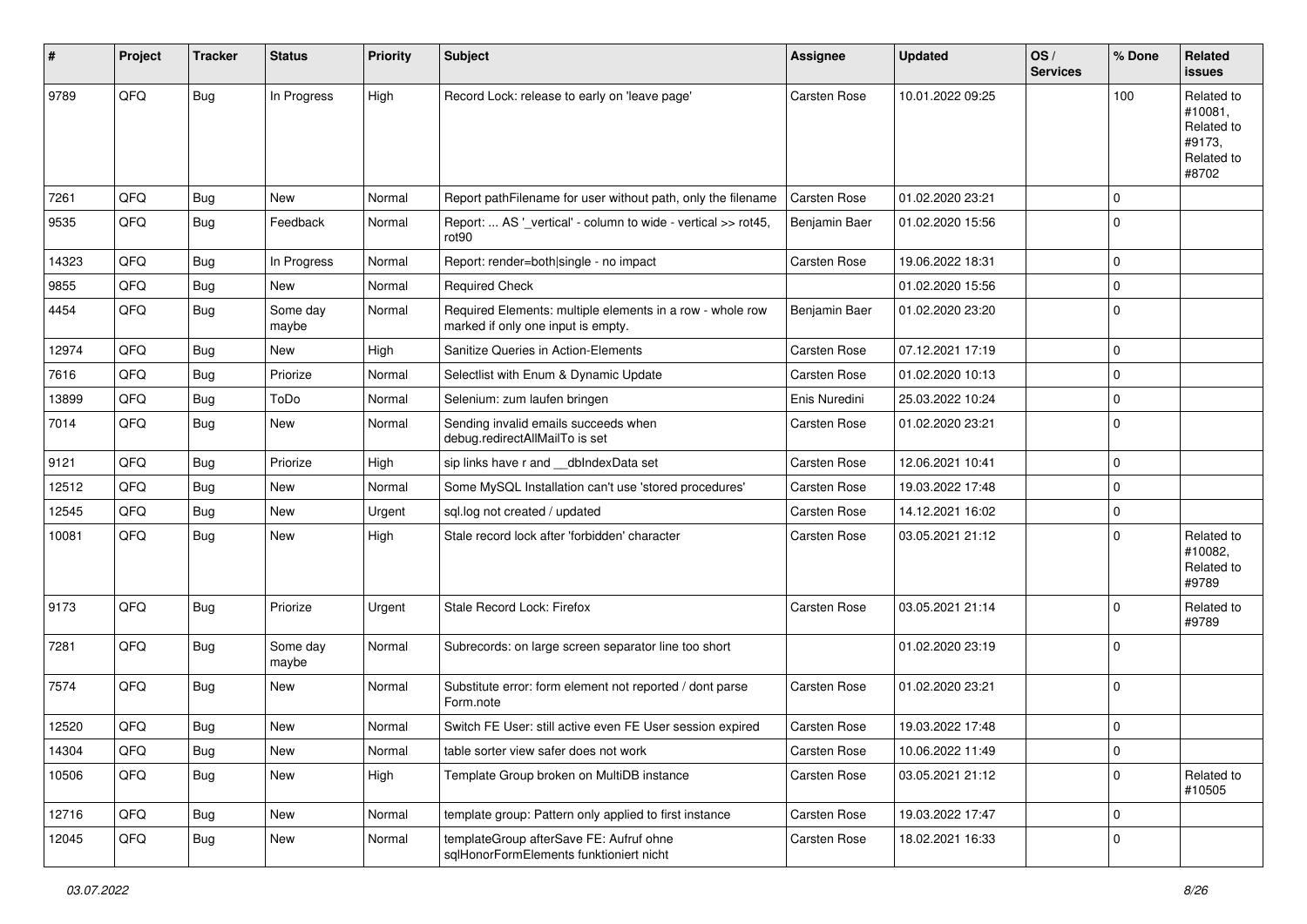| # | Project | Tracker | Status | Priority | Subject | Assignee | Updated | OS / Services | % Done | Related issues |
|---|---|---|---|---|---|---|---|---|---|---|
| 9789 | QFQ | Bug | In Progress | High | Record Lock: release to early on 'leave page' | Carsten Rose | 10.01.2022 09:25 | | 100 | Related to #10081, Related to #9173, Related to #8702 |
| 7261 | QFQ | Bug | New | Normal | Report pathFilename for user without path, only the filename | Carsten Rose | 01.02.2020 23:21 | | 0 | |
| 9535 | QFQ | Bug | Feedback | Normal | Report: ... AS '_vertical' - column to wide - vertical >> rot45, rot90 | Benjamin Baer | 01.02.2020 15:56 | | 0 | |
| 14323 | QFQ | Bug | In Progress | Normal | Report: render=both\|single - no impact | Carsten Rose | 19.06.2022 18:31 | | 0 | |
| 9855 | QFQ | Bug | New | Normal | Required Check | | 01.02.2020 15:56 | | 0 | |
| 4454 | QFQ | Bug | Some day maybe | Normal | Required Elements: multiple elements in a row - whole row marked if only one input is empty. | Benjamin Baer | 01.02.2020 23:20 | | 0 | |
| 12974 | QFQ | Bug | New | High | Sanitize Queries in Action-Elements | Carsten Rose | 07.12.2021 17:19 | | 0 | |
| 7616 | QFQ | Bug | Priorize | Normal | Selectlist with Enum & Dynamic Update | Carsten Rose | 01.02.2020 10:13 | | 0 | |
| 13899 | QFQ | Bug | ToDo | Normal | Selenium: zum laufen bringen | Enis Nuredini | 25.03.2022 10:24 | | 0 | |
| 7014 | QFQ | Bug | New | Normal | Sending invalid emails succeeds when debug.redirectAllMailTo is set | Carsten Rose | 01.02.2020 23:21 | | 0 | |
| 9121 | QFQ | Bug | Priorize | High | sip links have r and __dbIndexData set | Carsten Rose | 12.06.2021 10:41 | | 0 | |
| 12512 | QFQ | Bug | New | Normal | Some MySQL Installation can't use 'stored procedures' | Carsten Rose | 19.03.2022 17:48 | | 0 | |
| 12545 | QFQ | Bug | New | Urgent | sql.log not created / updated | Carsten Rose | 14.12.2021 16:02 | | 0 | |
| 10081 | QFQ | Bug | New | High | Stale record lock after 'forbidden' character | Carsten Rose | 03.05.2021 21:12 | | 0 | Related to #10082, Related to #9789 |
| 9173 | QFQ | Bug | Priorize | Urgent | Stale Record Lock: Firefox | Carsten Rose | 03.05.2021 21:14 | | 0 | Related to #9789 |
| 7281 | QFQ | Bug | Some day maybe | Normal | Subrecords: on large screen separator line too short | | 01.02.2020 23:19 | | 0 | |
| 7574 | QFQ | Bug | New | Normal | Substitute error: form element not reported / dont parse Form.note | Carsten Rose | 01.02.2020 23:21 | | 0 | |
| 12520 | QFQ | Bug | New | Normal | Switch FE User: still active even FE User session expired | Carsten Rose | 19.03.2022 17:48 | | 0 | |
| 14304 | QFQ | Bug | New | Normal | table sorter view safer does not work | Carsten Rose | 10.06.2022 11:49 | | 0 | |
| 10506 | QFQ | Bug | New | High | Template Group broken on MultiDB instance | Carsten Rose | 03.05.2021 21:12 | | 0 | Related to #10505 |
| 12716 | QFQ | Bug | New | Normal | template group: Pattern only applied to first instance | Carsten Rose | 19.03.2022 17:47 | | 0 | |
| 12045 | QFQ | Bug | New | Normal | templateGroup afterSave FE: Aufruf ohne sqlHonorFormElements funktioniert nicht | Carsten Rose | 18.02.2021 16:33 | | 0 | |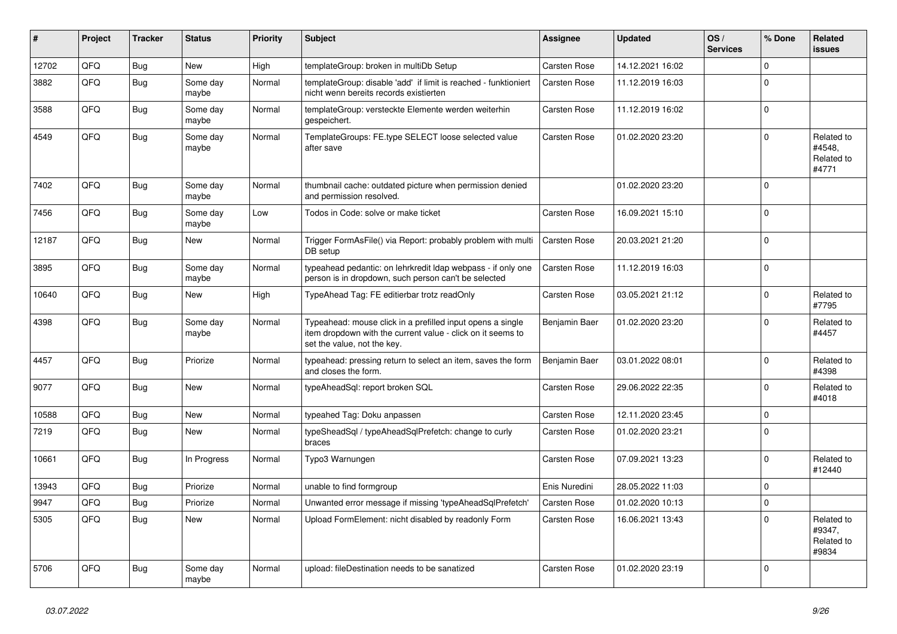| # | Project | Tracker | Status | Priority | Subject | Assignee | Updated | OS / Services | % Done | Related issues |
|---|---|---|---|---|---|---|---|---|---|---|
| 12702 | QFQ | Bug | New | High | templateGroup: broken in multiDb Setup | Carsten Rose | 14.12.2021 16:02 | | 0 | |
| 3882 | QFQ | Bug | Some day maybe | Normal | templateGroup: disable 'add' if limit is reached - funktioniert nicht wenn bereits records existierten | Carsten Rose | 11.12.2019 16:03 | | 0 | |
| 3588 | QFQ | Bug | Some day maybe | Normal | templateGroup: versteckte Elemente werden weiterhin gespeichert. | Carsten Rose | 11.12.2019 16:02 | | 0 | |
| 4549 | QFQ | Bug | Some day maybe | Normal | TemplateGroups: FE.type SELECT loose selected value after save | Carsten Rose | 01.02.2020 23:20 | | 0 | Related to #4548, Related to #4771 |
| 7402 | QFQ | Bug | Some day maybe | Normal | thumbnail cache: outdated picture when permission denied and permission resolved. | | 01.02.2020 23:20 | | 0 | |
| 7456 | QFQ | Bug | Some day maybe | Low | Todos in Code: solve or make ticket | Carsten Rose | 16.09.2021 15:10 | | 0 | |
| 12187 | QFQ | Bug | New | Normal | Trigger FormAsFile() via Report: probably problem with multi DB setup | Carsten Rose | 20.03.2021 21:20 | | 0 | |
| 3895 | QFQ | Bug | Some day maybe | Normal | typeahead pedantic: on lehrkredit ldap webpass - if only one person is in dropdown, such person can't be selected | Carsten Rose | 11.12.2019 16:03 | | 0 | |
| 10640 | QFQ | Bug | New | High | TypeAhead Tag: FE editierbar trotz readOnly | Carsten Rose | 03.05.2021 21:12 | | 0 | Related to #7795 |
| 4398 | QFQ | Bug | Some day maybe | Normal | Typeahead: mouse click in a prefilled input opens a single item dropdown with the current value - click on it seems to set the value, not the key. | Benjamin Baer | 01.02.2020 23:20 | | 0 | Related to #4457 |
| 4457 | QFQ | Bug | Priorize | Normal | typeahead: pressing return to select an item, saves the form and closes the form. | Benjamin Baer | 03.01.2022 08:01 | | 0 | Related to #4398 |
| 9077 | QFQ | Bug | New | Normal | typeAheadSql: report broken SQL | Carsten Rose | 29.06.2022 22:35 | | 0 | Related to #4018 |
| 10588 | QFQ | Bug | New | Normal | typeahed Tag: Doku anpassen | Carsten Rose | 12.11.2020 23:45 | | 0 | |
| 7219 | QFQ | Bug | New | Normal | typeSheadSql / typeAheadSqlPrefetch: change to curly braces | Carsten Rose | 01.02.2020 23:21 | | 0 | |
| 10661 | QFQ | Bug | In Progress | Normal | Typo3 Warnungen | Carsten Rose | 07.09.2021 13:23 | | 0 | Related to #12440 |
| 13943 | QFQ | Bug | Priorize | Normal | unable to find formgroup | Enis Nuredini | 28.05.2022 11:03 | | 0 | |
| 9947 | QFQ | Bug | Priorize | Normal | Unwanted error message if missing 'typeAheadSqlPrefetch' | Carsten Rose | 01.02.2020 10:13 | | 0 | |
| 5305 | QFQ | Bug | New | Normal | Upload FormElement: nicht disabled by readonly Form | Carsten Rose | 16.06.2021 13:43 | | 0 | Related to #9347, Related to #9834 |
| 5706 | QFQ | Bug | Some day maybe | Normal | upload: fileDestination needs to be sanatized | Carsten Rose | 01.02.2020 23:19 | | 0 | |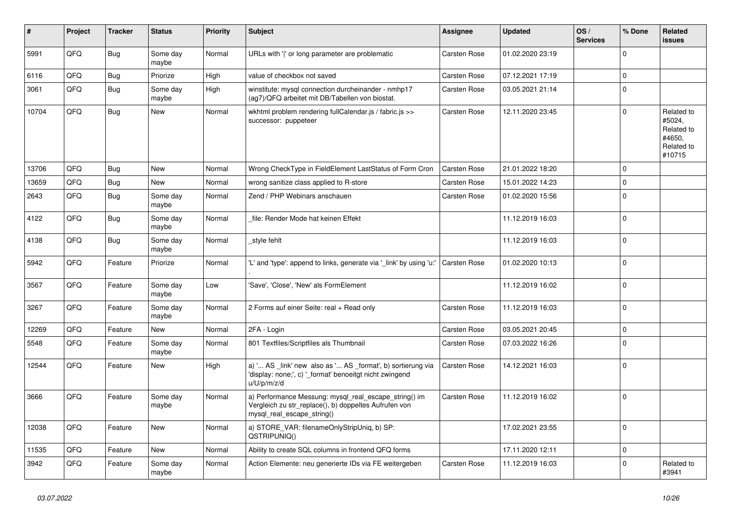| # | Project | Tracker | Status | Priority | Subject | Assignee | Updated | OS / Services | % Done | Related issues |
|---|---|---|---|---|---|---|---|---|---|---|
| 5991 | QFQ | Bug | Some day maybe | Normal | URLs with ' ' or long parameter are problematic | Carsten Rose | 01.02.2020 23:19 | | 0 | |
| 6116 | QFQ | Bug | Priorize | High | value of checkbox not saved | Carsten Rose | 07.12.2021 17:19 | | 0 | |
| 3061 | QFQ | Bug | Some day maybe | High | winstitute: mysql connection durcheinander - nmhp17 (ag7)/QFQ arbeitet mit DB/Tabellen von biostat. | Carsten Rose | 03.05.2021 21:14 | | 0 | |
| 10704 | QFQ | Bug | New | Normal | wkhtml problem rendering fullCalendar.js / fabric.js >> successor: puppeteer | Carsten Rose | 12.11.2020 23:45 | | 0 | Related to #5024, Related to #4650, Related to #10715 |
| 13706 | QFQ | Bug | New | Normal | Wrong CheckType in FieldElement LastStatus of Form Cron | Carsten Rose | 21.01.2022 18:20 | | 0 | |
| 13659 | QFQ | Bug | New | Normal | wrong sanitize class applied to R-store | Carsten Rose | 15.01.2022 14:23 | | 0 | |
| 2643 | QFQ | Bug | Some day maybe | Normal | Zend / PHP Webinars anschauen | Carsten Rose | 01.02.2020 15:56 | | 0 | |
| 4122 | QFQ | Bug | Some day maybe | Normal | _file: Render Mode hat keinen Effekt | | 11.12.2019 16:03 | | 0 | |
| 4138 | QFQ | Bug | Some day maybe | Normal | _style fehlt | | 11.12.2019 16:03 | | 0 | |
| 5942 | QFQ | Feature | Priorize | Normal | 'L' and 'type': append to links, generate via '_link' by using 'u:' . | Carsten Rose | 01.02.2020 10:13 | | 0 | |
| 3567 | QFQ | Feature | Some day maybe | Low | 'Save', 'Close', 'New' als FormElement | | 11.12.2019 16:02 | | 0 | |
| 3267 | QFQ | Feature | Some day maybe | Normal | 2 Forms auf einer Seite: real + Read only | Carsten Rose | 11.12.2019 16:03 | | 0 | |
| 12269 | QFQ | Feature | New | Normal | 2FA - Login | Carsten Rose | 03.05.2021 20:45 | | 0 | |
| 5548 | QFQ | Feature | Some day maybe | Normal | 801 Textfiles/Scriptfiles als Thumbnail | Carsten Rose | 07.03.2022 16:26 | | 0 | |
| 12544 | QFQ | Feature | New | High | a) '... AS _link' new also as '... AS _format', b) sortierung via 'display: none;', c) '_format' benoeitgt nicht zwingend u/U/p/m/z/d | Carsten Rose | 14.12.2021 16:03 | | 0 | |
| 3666 | QFQ | Feature | Some day maybe | Normal | a) Performance Messung: mysql_real_escape_string() im Vergleich zu str_replace(), b) doppeltes Aufrufen von mysql_real_escape_string() | Carsten Rose | 11.12.2019 16:02 | | 0 | |
| 12038 | QFQ | Feature | New | Normal | a) STORE_VAR: filenameOnlyStripUniq, b) SP: QSTRIPUNIQ() | | 17.02.2021 23:55 | | 0 | |
| 11535 | QFQ | Feature | New | Normal | Ability to create SQL columns in frontend QFQ forms | | 17.11.2020 12:11 | | 0 | |
| 3942 | QFQ | Feature | Some day maybe | Normal | Action Elemente: neu generierte IDs via FE weitergeben | Carsten Rose | 11.12.2019 16:03 | | 0 | Related to #3941 |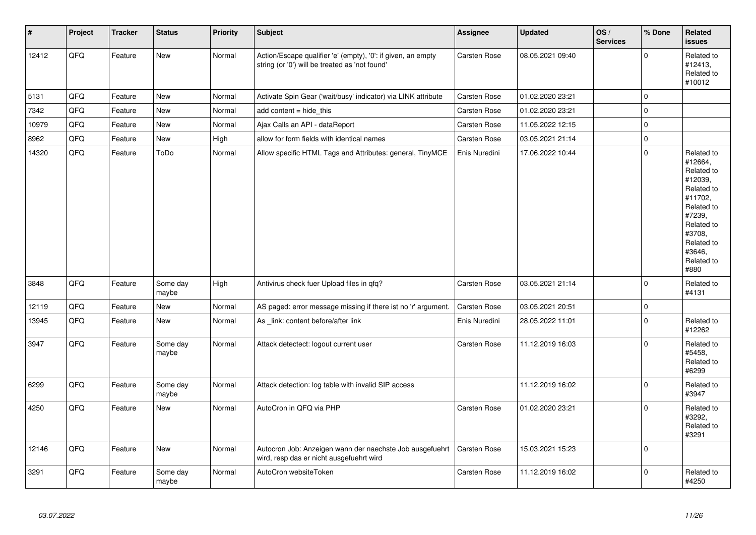| # | Project | Tracker | Status | Priority | Subject | Assignee | Updated | OS / Services | % Done | Related issues |
|---|---|---|---|---|---|---|---|---|---|---|
| 12412 | QFQ | Feature | New | Normal | Action/Escape qualifier 'e' (empty), '0': if given, an empty string (or '0') will be treated as 'not found' | Carsten Rose | 08.05.2021 09:40 | | 0 | Related to #12413, Related to #10012 |
| 5131 | QFQ | Feature | New | Normal | Activate Spin Gear ('wait/busy' indicator) via LINK attribute | Carsten Rose | 01.02.2020 23:21 | | 0 | |
| 7342 | QFQ | Feature | New | Normal | add content = hide_this | Carsten Rose | 01.02.2020 23:21 | | 0 | |
| 10979 | QFQ | Feature | New | Normal | Ajax Calls an API - dataReport | Carsten Rose | 11.05.2022 12:15 | | 0 | |
| 8962 | QFQ | Feature | New | High | allow for form fields with identical names | Carsten Rose | 03.05.2021 21:14 | | 0 | |
| 14320 | QFQ | Feature | ToDo | Normal | Allow specific HTML Tags and Attributes: general, TinyMCE | Enis Nuredini | 17.06.2022 10:44 | | 0 | Related to #12664, Related to #12039, Related to #11702, Related to #7239, Related to #3708, Related to #3646, Related to #880 |
| 3848 | QFQ | Feature | Some day maybe | High | Antivirus check fuer Upload files in qfq? | Carsten Rose | 03.05.2021 21:14 | | 0 | Related to #4131 |
| 12119 | QFQ | Feature | New | Normal | AS paged: error message missing if there ist no 'r' argument. | Carsten Rose | 03.05.2021 20:51 | | 0 | |
| 13945 | QFQ | Feature | New | Normal | As _link: content before/after link | Enis Nuredini | 28.05.2022 11:01 | | 0 | Related to #12262 |
| 3947 | QFQ | Feature | Some day maybe | Normal | Attack detectect: logout current user | Carsten Rose | 11.12.2019 16:03 | | 0 | Related to #5458, Related to #6299 |
| 6299 | QFQ | Feature | Some day maybe | Normal | Attack detection: log table with invalid SIP access | | 11.12.2019 16:02 | | 0 | Related to #3947 |
| 4250 | QFQ | Feature | New | Normal | AutoCron in QFQ via PHP | Carsten Rose | 01.02.2020 23:21 | | 0 | Related to #3292, Related to #3291 |
| 12146 | QFQ | Feature | New | Normal | Autocron Job: Anzeigen wann der naechste Job ausgefuehrt wird, resp das er nicht ausgefuehrt wird | Carsten Rose | 15.03.2021 15:23 | | 0 | |
| 3291 | QFQ | Feature | Some day maybe | Normal | AutoCron websiteToken | Carsten Rose | 11.12.2019 16:02 | | 0 | Related to #4250 |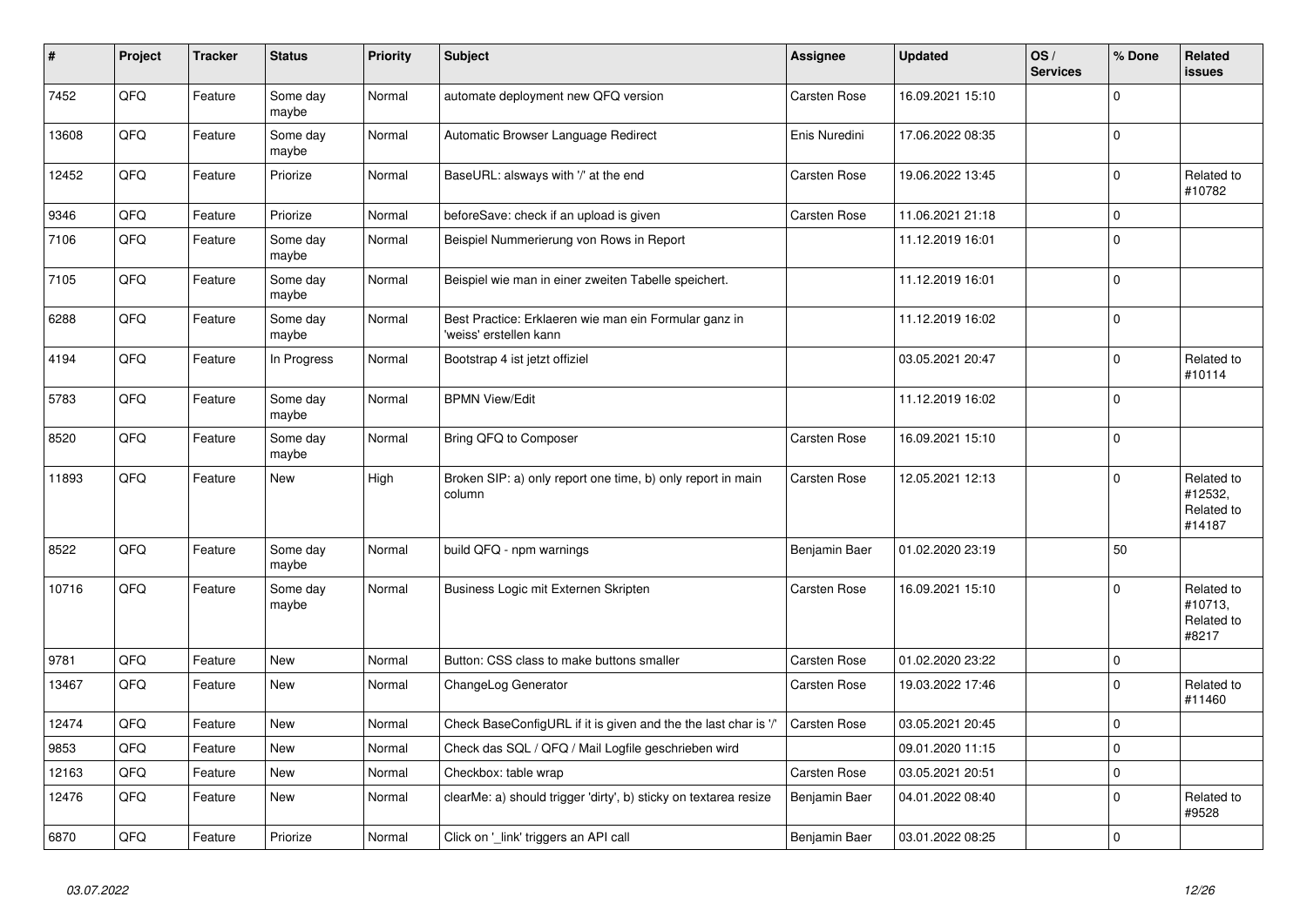| # | Project | Tracker | Status | Priority | Subject | Assignee | Updated | OS / Services | % Done | Related issues |
|---|---|---|---|---|---|---|---|---|---|---|
| 7452 | QFQ | Feature | Some day maybe | Normal | automate deployment new QFQ version | Carsten Rose | 16.09.2021 15:10 | | 0 | |
| 13608 | QFQ | Feature | Some day maybe | Normal | Automatic Browser Language Redirect | Enis Nuredini | 17.06.2022 08:35 | | 0 | |
| 12452 | QFQ | Feature | Priorize | Normal | BaseURL: alsways with '/' at the end | Carsten Rose | 19.06.2022 13:45 | | 0 | Related to #10782 |
| 9346 | QFQ | Feature | Priorize | Normal | beforeSave: check if an upload is given | Carsten Rose | 11.06.2021 21:18 | | 0 | |
| 7106 | QFQ | Feature | Some day maybe | Normal | Beispiel Nummerierung von Rows in Report | | 11.12.2019 16:01 | | 0 | |
| 7105 | QFQ | Feature | Some day maybe | Normal | Beispiel wie man in einer zweiten Tabelle speichert. | | 11.12.2019 16:01 | | 0 | |
| 6288 | QFQ | Feature | Some day maybe | Normal | Best Practice: Erklaeren wie man ein Formular ganz in 'weiss' erstellen kann | | 11.12.2019 16:02 | | 0 | |
| 4194 | QFQ | Feature | In Progress | Normal | Bootstrap 4 ist jetzt offiziel | | 03.05.2021 20:47 | | 0 | Related to #10114 |
| 5783 | QFQ | Feature | Some day maybe | Normal | BPMN View/Edit | | 11.12.2019 16:02 | | 0 | |
| 8520 | QFQ | Feature | Some day maybe | Normal | Bring QFQ to Composer | Carsten Rose | 16.09.2021 15:10 | | 0 | |
| 11893 | QFQ | Feature | New | High | Broken SIP: a) only report one time, b) only report in main column | Carsten Rose | 12.05.2021 12:13 | | 0 | Related to #12532, Related to #14187 |
| 8522 | QFQ | Feature | Some day maybe | Normal | build QFQ - npm warnings | Benjamin Baer | 01.02.2020 23:19 | | 50 | |
| 10716 | QFQ | Feature | Some day maybe | Normal | Business Logic mit Externen Skripten | Carsten Rose | 16.09.2021 15:10 | | 0 | Related to #10713, Related to #8217 |
| 9781 | QFQ | Feature | New | Normal | Button: CSS class to make buttons smaller | Carsten Rose | 01.02.2020 23:22 | | 0 | |
| 13467 | QFQ | Feature | New | Normal | ChangeLog Generator | Carsten Rose | 19.03.2022 17:46 | | 0 | Related to #11460 |
| 12474 | QFQ | Feature | New | Normal | Check BaseConfigURL if it is given and the the last char is '/' | Carsten Rose | 03.05.2021 20:45 | | 0 | |
| 9853 | QFQ | Feature | New | Normal | Check das SQL / QFQ / Mail Logfile geschrieben wird | | 09.01.2020 11:15 | | 0 | |
| 12163 | QFQ | Feature | New | Normal | Checkbox: table wrap | Carsten Rose | 03.05.2021 20:51 | | 0 | |
| 12476 | QFQ | Feature | New | Normal | clearMe: a) should trigger 'dirty', b) sticky on textarea resize | Benjamin Baer | 04.01.2022 08:40 | | 0 | Related to #9528 |
| 6870 | QFQ | Feature | Priorize | Normal | Click on '_link' triggers an API call | Benjamin Baer | 03.01.2022 08:25 | | 0 | |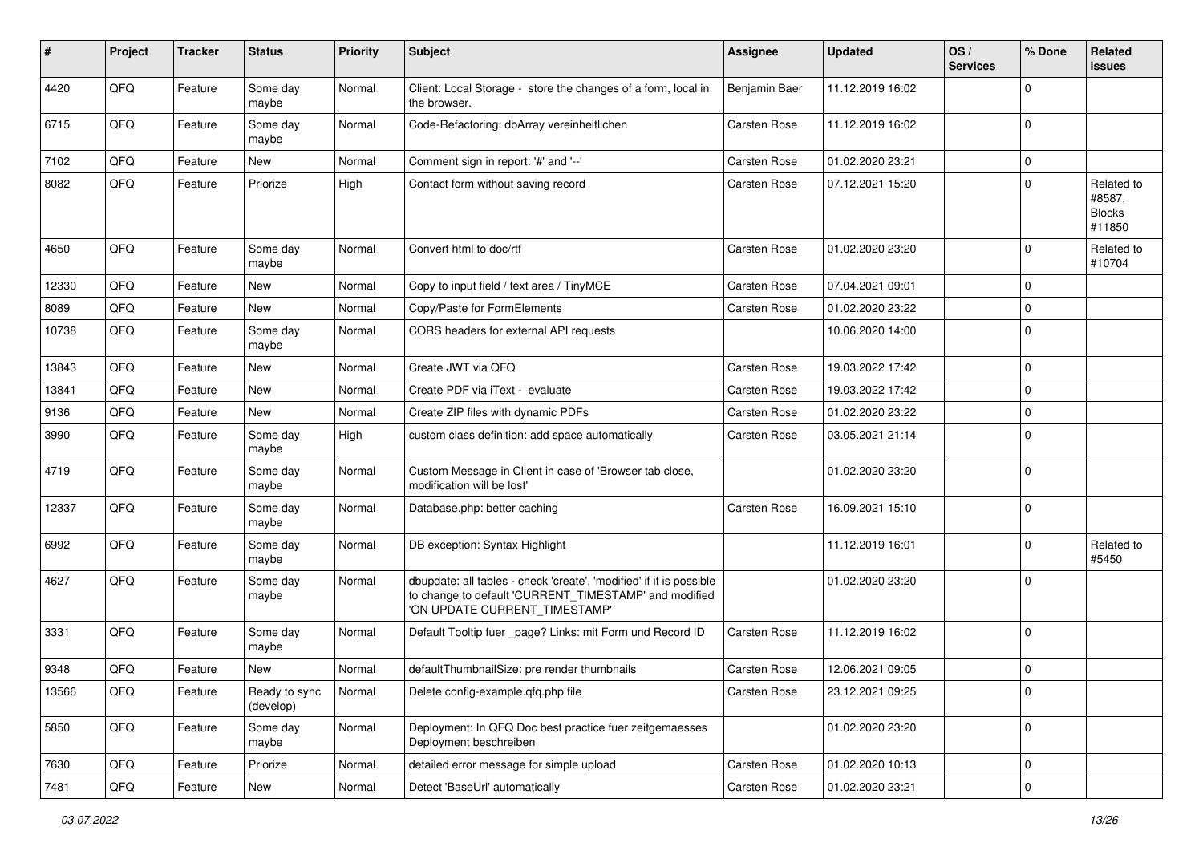| # | Project | Tracker | Status | Priority | Subject | Assignee | Updated | OS / Services | % Done | Related issues |
|---|---|---|---|---|---|---|---|---|---|---|
| 4420 | QFQ | Feature | Some day maybe | Normal | Client: Local Storage - store the changes of a form, local in the browser. | Benjamin Baer | 11.12.2019 16:02 | | 0 | |
| 6715 | QFQ | Feature | Some day maybe | Normal | Code-Refactoring: dbArray vereinheitlichen | Carsten Rose | 11.12.2019 16:02 | | 0 | |
| 7102 | QFQ | Feature | New | Normal | Comment sign in report: '#' and '--' | Carsten Rose | 01.02.2020 23:21 | | 0 | |
| 8082 | QFQ | Feature | Priorize | High | Contact form without saving record | Carsten Rose | 07.12.2021 15:20 | | 0 | Related to #8587, Blocks #11850 |
| 4650 | QFQ | Feature | Some day maybe | Normal | Convert html to doc/rtf | Carsten Rose | 01.02.2020 23:20 | | 0 | Related to #10704 |
| 12330 | QFQ | Feature | New | Normal | Copy to input field / text area / TinyMCE | Carsten Rose | 07.04.2021 09:01 | | 0 | |
| 8089 | QFQ | Feature | New | Normal | Copy/Paste for FormElements | Carsten Rose | 01.02.2020 23:22 | | 0 | |
| 10738 | QFQ | Feature | Some day maybe | Normal | CORS headers for external API requests | | 10.06.2020 14:00 | | 0 | |
| 13843 | QFQ | Feature | New | Normal | Create JWT via QFQ | Carsten Rose | 19.03.2022 17:42 | | 0 | |
| 13841 | QFQ | Feature | New | Normal | Create PDF via iText - evaluate | Carsten Rose | 19.03.2022 17:42 | | 0 | |
| 9136 | QFQ | Feature | New | Normal | Create ZIP files with dynamic PDFs | Carsten Rose | 01.02.2020 23:22 | | 0 | |
| 3990 | QFQ | Feature | Some day maybe | High | custom class definition: add space automatically | Carsten Rose | 03.05.2021 21:14 | | 0 | |
| 4719 | QFQ | Feature | Some day maybe | Normal | Custom Message in Client in case of 'Browser tab close, modification will be lost' | | 01.02.2020 23:20 | | 0 | |
| 12337 | QFQ | Feature | Some day maybe | Normal | Database.php: better caching | Carsten Rose | 16.09.2021 15:10 | | 0 | |
| 6992 | QFQ | Feature | Some day maybe | Normal | DB exception: Syntax Highlight | | 11.12.2019 16:01 | | 0 | Related to #5450 |
| 4627 | QFQ | Feature | Some day maybe | Normal | dbupdate: all tables - check 'create', 'modified' if it is possible to change to default 'CURRENT_TIMESTAMP' and modified 'ON UPDATE CURRENT_TIMESTAMP' | | 01.02.2020 23:20 | | 0 | |
| 3331 | QFQ | Feature | Some day maybe | Normal | Default Tooltip fuer _page? Links: mit Form und Record ID | Carsten Rose | 11.12.2019 16:02 | | 0 | |
| 9348 | QFQ | Feature | New | Normal | defaultThumbnailSize: pre render thumbnails | Carsten Rose | 12.06.2021 09:05 | | 0 | |
| 13566 | QFQ | Feature | Ready to sync (develop) | Normal | Delete config-example.qfq.php file | Carsten Rose | 23.12.2021 09:25 | | 0 | |
| 5850 | QFQ | Feature | Some day maybe | Normal | Deployment: In QFQ Doc best practice fuer zeitgemaesses Deployment beschreiben | | 01.02.2020 23:20 | | 0 | |
| 7630 | QFQ | Feature | Priorize | Normal | detailed error message for simple upload | Carsten Rose | 01.02.2020 10:13 | | 0 | |
| 7481 | QFQ | Feature | New | Normal | Detect 'BaseUrl' automatically | Carsten Rose | 01.02.2020 23:21 | | 0 | |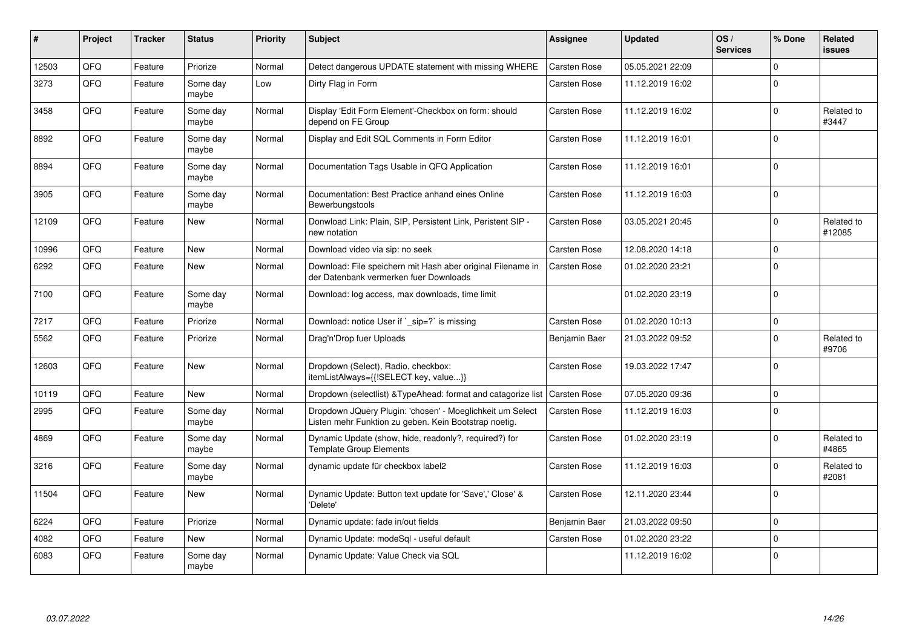| # | Project | Tracker | Status | Priority | Subject | Assignee | Updated | OS / Services | % Done | Related issues |
|---|---|---|---|---|---|---|---|---|---|---|
| 12503 | QFQ | Feature | Priorize | Normal | Detect dangerous UPDATE statement with missing WHERE | Carsten Rose | 05.05.2021 22:09 | | 0 | |
| 3273 | QFQ | Feature | Some day maybe | Low | Dirty Flag in Form | Carsten Rose | 11.12.2019 16:02 | | 0 | |
| 3458 | QFQ | Feature | Some day maybe | Normal | Display 'Edit Form Element'-Checkbox on form: should depend on FE Group | Carsten Rose | 11.12.2019 16:02 | | 0 | Related to #3447 |
| 8892 | QFQ | Feature | Some day maybe | Normal | Display and Edit SQL Comments in Form Editor | Carsten Rose | 11.12.2019 16:01 | | 0 | |
| 8894 | QFQ | Feature | Some day maybe | Normal | Documentation Tags Usable in QFQ Application | Carsten Rose | 11.12.2019 16:01 | | 0 | |
| 3905 | QFQ | Feature | Some day maybe | Normal | Documentation: Best Practice anhand eines Online Bewerbungstools | Carsten Rose | 11.12.2019 16:03 | | 0 | |
| 12109 | QFQ | Feature | New | Normal | Donwload Link: Plain, SIP, Persistent Link, Peristent SIP - new notation | Carsten Rose | 03.05.2021 20:45 | | 0 | Related to #12085 |
| 10996 | QFQ | Feature | New | Normal | Download video via sip: no seek | Carsten Rose | 12.08.2020 14:18 | | 0 | |
| 6292 | QFQ | Feature | New | Normal | Download: File speichern mit Hash aber original Filename in der Datenbank vermerken fuer Downloads | Carsten Rose | 01.02.2020 23:21 | | 0 | |
| 7100 | QFQ | Feature | Some day maybe | Normal | Download: log access, max downloads, time limit | | 01.02.2020 23:19 | | 0 | |
| 7217 | QFQ | Feature | Priorize | Normal | Download: notice User if `_sip=?` is missing | Carsten Rose | 01.02.2020 10:13 | | 0 | |
| 5562 | QFQ | Feature | Priorize | Normal | Drag'n'Drop fuer Uploads | Benjamin Baer | 21.03.2022 09:52 | | 0 | Related to #9706 |
| 12603 | QFQ | Feature | New | Normal | Dropdown (Select), Radio, checkbox: itemListAlways={{!SELECT key, value...}} | Carsten Rose | 19.03.2022 17:47 | | 0 | |
| 10119 | QFQ | Feature | New | Normal | Dropdown (selectlist) &TypeAhead: format and catagorize list | Carsten Rose | 07.05.2020 09:36 | | 0 | |
| 2995 | QFQ | Feature | Some day maybe | Normal | Dropdown JQuery Plugin: 'chosen' - Moeglichkeit um Select Listen mehr Funktion zu geben. Kein Bootstrap noetig. | Carsten Rose | 11.12.2019 16:03 | | 0 | |
| 4869 | QFQ | Feature | Some day maybe | Normal | Dynamic Update (show, hide, readonly?, required?) for Template Group Elements | Carsten Rose | 01.02.2020 23:19 | | 0 | Related to #4865 |
| 3216 | QFQ | Feature | Some day maybe | Normal | dynamic update für checkbox label2 | Carsten Rose | 11.12.2019 16:03 | | 0 | Related to #2081 |
| 11504 | QFQ | Feature | New | Normal | Dynamic Update: Button text update for 'Save',' Close' & 'Delete' | Carsten Rose | 12.11.2020 23:44 | | 0 | |
| 6224 | QFQ | Feature | Priorize | Normal | Dynamic update: fade in/out fields | Benjamin Baer | 21.03.2022 09:50 | | 0 | |
| 4082 | QFQ | Feature | New | Normal | Dynamic Update: modeSql - useful default | Carsten Rose | 01.02.2020 23:22 | | 0 | |
| 6083 | QFQ | Feature | Some day maybe | Normal | Dynamic Update: Value Check via SQL | | 11.12.2019 16:02 | | 0 | |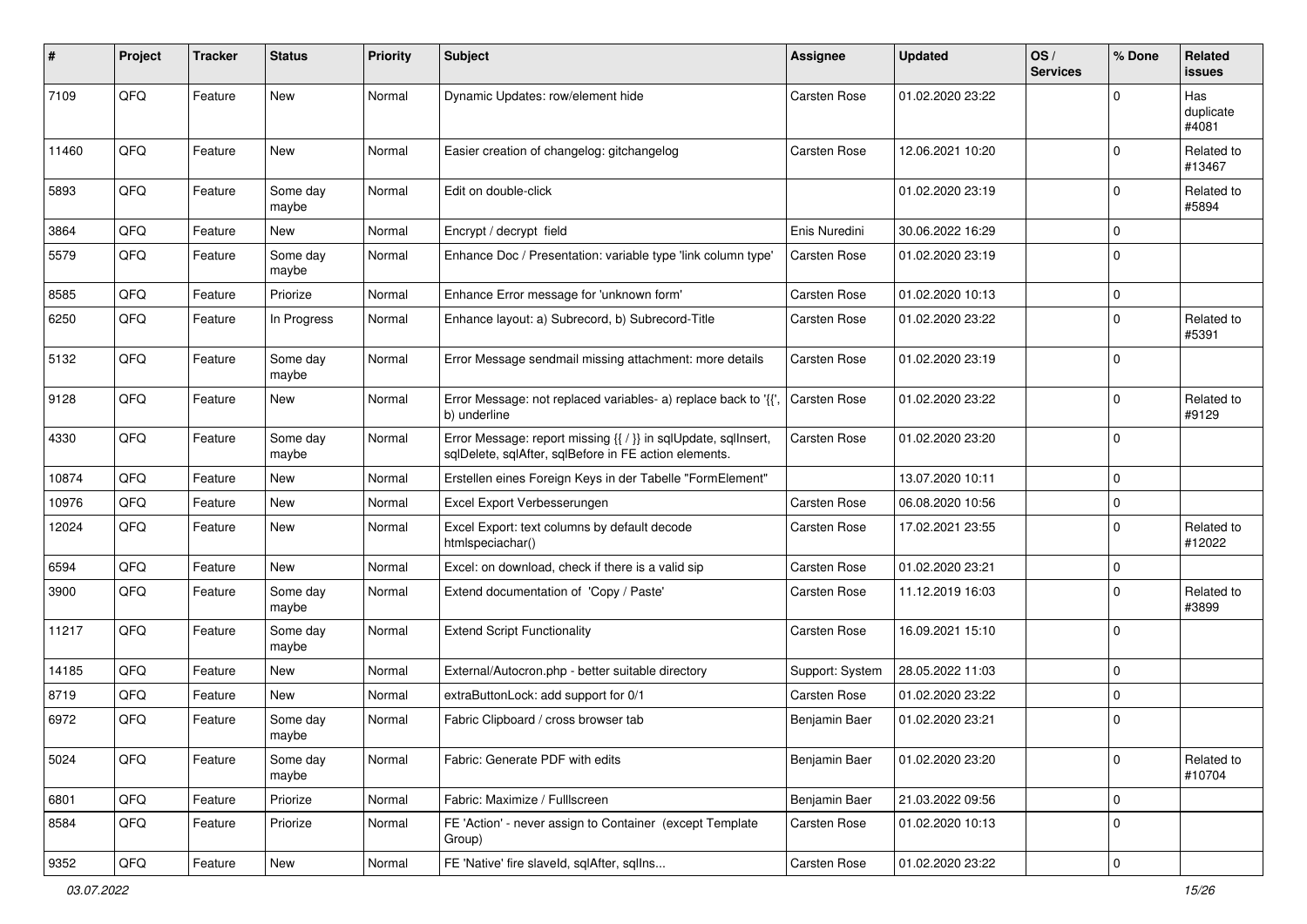| # | Project | Tracker | Status | Priority | Subject | Assignee | Updated | OS / Services | % Done | Related issues |
|---|---|---|---|---|---|---|---|---|---|---|
| 7109 | QFQ | Feature | New | Normal | Dynamic Updates: row/element hide | Carsten Rose | 01.02.2020 23:22 | | 0 | Has duplicate #4081 |
| 11460 | QFQ | Feature | New | Normal | Easier creation of changelog: gitchangelog | Carsten Rose | 12.06.2021 10:20 | | 0 | Related to #13467 |
| 5893 | QFQ | Feature | Some day maybe | Normal | Edit on double-click | | 01.02.2020 23:19 | | 0 | Related to #5894 |
| 3864 | QFQ | Feature | New | Normal | Encrypt / decrypt field | Enis Nuredini | 30.06.2022 16:29 | | 0 | |
| 5579 | QFQ | Feature | Some day maybe | Normal | Enhance Doc / Presentation: variable type 'link column type' | Carsten Rose | 01.02.2020 23:19 | | 0 | |
| 8585 | QFQ | Feature | Priorize | Normal | Enhance Error message for 'unknown form' | Carsten Rose | 01.02.2020 10:13 | | 0 | |
| 6250 | QFQ | Feature | In Progress | Normal | Enhance layout: a) Subrecord, b) Subrecord-Title | Carsten Rose | 01.02.2020 23:22 | | 0 | Related to #5391 |
| 5132 | QFQ | Feature | Some day maybe | Normal | Error Message sendmail missing attachment: more details | Carsten Rose | 01.02.2020 23:19 | | 0 | |
| 9128 | QFQ | Feature | New | Normal | Error Message: not replaced variables- a) replace back to '{{', b) underline | Carsten Rose | 01.02.2020 23:22 | | 0 | Related to #9129 |
| 4330 | QFQ | Feature | Some day maybe | Normal | Error Message: report missing {{ / }} in sqlUpdate, sqlInsert, sqlDelete, sqlAfter, sqlBefore in FE action elements. | Carsten Rose | 01.02.2020 23:20 | | 0 | |
| 10874 | QFQ | Feature | New | Normal | Erstellen eines Foreign Keys in der Tabelle "FormElement" | | 13.07.2020 10:11 | | 0 | |
| 10976 | QFQ | Feature | New | Normal | Excel Export Verbesserungen | Carsten Rose | 06.08.2020 10:56 | | 0 | |
| 12024 | QFQ | Feature | New | Normal | Excel Export: text columns by default decode htmlspeciachar() | Carsten Rose | 17.02.2021 23:55 | | 0 | Related to #12022 |
| 6594 | QFQ | Feature | New | Normal | Excel: on download, check if there is a valid sip | Carsten Rose | 01.02.2020 23:21 | | 0 | |
| 3900 | QFQ | Feature | Some day maybe | Normal | Extend documentation of 'Copy / Paste' | Carsten Rose | 11.12.2019 16:03 | | 0 | Related to #3899 |
| 11217 | QFQ | Feature | Some day maybe | Normal | Extend Script Functionality | Carsten Rose | 16.09.2021 15:10 | | 0 | |
| 14185 | QFQ | Feature | New | Normal | External/Autocron.php - better suitable directory | Support: System | 28.05.2022 11:03 | | 0 | |
| 8719 | QFQ | Feature | New | Normal | extraButtonLock: add support for 0/1 | Carsten Rose | 01.02.2020 23:22 | | 0 | |
| 6972 | QFQ | Feature | Some day maybe | Normal | Fabric Clipboard / cross browser tab | Benjamin Baer | 01.02.2020 23:21 | | 0 | |
| 5024 | QFQ | Feature | Some day maybe | Normal | Fabric: Generate PDF with edits | Benjamin Baer | 01.02.2020 23:20 | | 0 | Related to #10704 |
| 6801 | QFQ | Feature | Priorize | Normal | Fabric: Maximize / Fulllscreen | Benjamin Baer | 21.03.2022 09:56 | | 0 | |
| 8584 | QFQ | Feature | Priorize | Normal | FE 'Action' - never assign to Container (except Template Group) | Carsten Rose | 01.02.2020 10:13 | | 0 | |
| 9352 | QFQ | Feature | New | Normal | FE 'Native' fire slaveId, sqlAfter, sqlIns... | Carsten Rose | 01.02.2020 23:22 | | 0 | |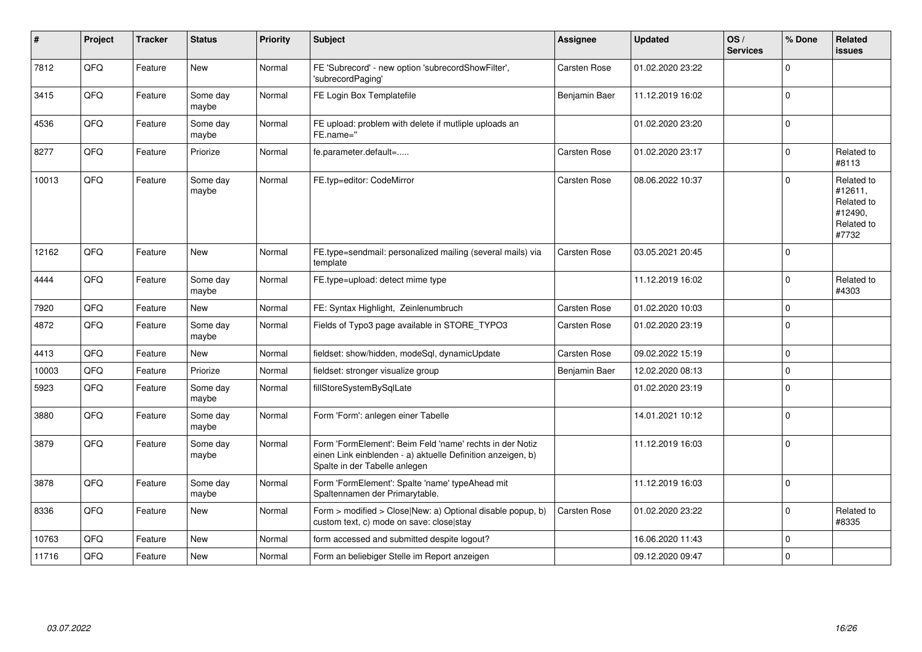| # | Project | Tracker | Status | Priority | Subject | Assignee | Updated | OS / Services | % Done | Related issues |
|---|---|---|---|---|---|---|---|---|---|---|
| 7812 | QFQ | Feature | New | Normal | FE 'Subrecord' - new option 'subrecordShowFilter', 'subrecordPaging' | Carsten Rose | 01.02.2020 23:22 | | 0 | |
| 3415 | QFQ | Feature | Some day maybe | Normal | FE Login Box Templatefile | Benjamin Baer | 11.12.2019 16:02 | | 0 | |
| 4536 | QFQ | Feature | Some day maybe | Normal | FE upload: problem with delete if mutliple uploads an FE.name=" | | 01.02.2020 23:20 | | 0 | |
| 8277 | QFQ | Feature | Priorize | Normal | fe.parameter.default=..... | Carsten Rose | 01.02.2020 23:17 | | 0 | Related to #8113 |
| 10013 | QFQ | Feature | Some day maybe | Normal | FE.typ=editor: CodeMirror | Carsten Rose | 08.06.2022 10:37 | | 0 | Related to #12611, Related to #12490, Related to #7732 |
| 12162 | QFQ | Feature | New | Normal | FE.type=sendmail: personalized mailing (several mails) via template | Carsten Rose | 03.05.2021 20:45 | | 0 | |
| 4444 | QFQ | Feature | Some day maybe | Normal | FE.type=upload: detect mime type | | 11.12.2019 16:02 | | 0 | Related to #4303 |
| 7920 | QFQ | Feature | New | Normal | FE: Syntax Highlight, Zeinlenumbruch | Carsten Rose | 01.02.2020 10:03 | | 0 | |
| 4872 | QFQ | Feature | Some day maybe | Normal | Fields of Typo3 page available in STORE_TYPO3 | Carsten Rose | 01.02.2020 23:19 | | 0 | |
| 4413 | QFQ | Feature | New | Normal | fieldset: show/hidden, modeSql, dynamicUpdate | Carsten Rose | 09.02.2022 15:19 | | 0 | |
| 10003 | QFQ | Feature | Priorize | Normal | fieldset: stronger visualize group | Benjamin Baer | 12.02.2020 08:13 | | 0 | |
| 5923 | QFQ | Feature | Some day maybe | Normal | fillStoreSystemBySqlLate | | 01.02.2020 23:19 | | 0 | |
| 3880 | QFQ | Feature | Some day maybe | Normal | Form 'Form': anlegen einer Tabelle | | 14.01.2021 10:12 | | 0 | |
| 3879 | QFQ | Feature | Some day maybe | Normal | Form 'FormElement': Beim Feld 'name' rechts in der Notiz einen Link einblenden - a) aktuelle Definition anzeigen, b) Spalte in der Tabelle anlegen | | 11.12.2019 16:03 | | 0 | |
| 3878 | QFQ | Feature | Some day maybe | Normal | Form 'FormElement': Spalte 'name' typeAhead mit Spaltennamen der Primarytable. | | 11.12.2019 16:03 | | 0 | |
| 8336 | QFQ | Feature | New | Normal | Form > modified > Close\|New: a) Optional disable popup, b) custom text, c) mode on save: close\|stay | Carsten Rose | 01.02.2020 23:22 | | 0 | Related to #8335 |
| 10763 | QFQ | Feature | New | Normal | form accessed and submitted despite logout? | | 16.06.2020 11:43 | | 0 | |
| 11716 | QFQ | Feature | New | Normal | Form an beliebiger Stelle im Report anzeigen | | 09.12.2020 09:47 | | 0 | |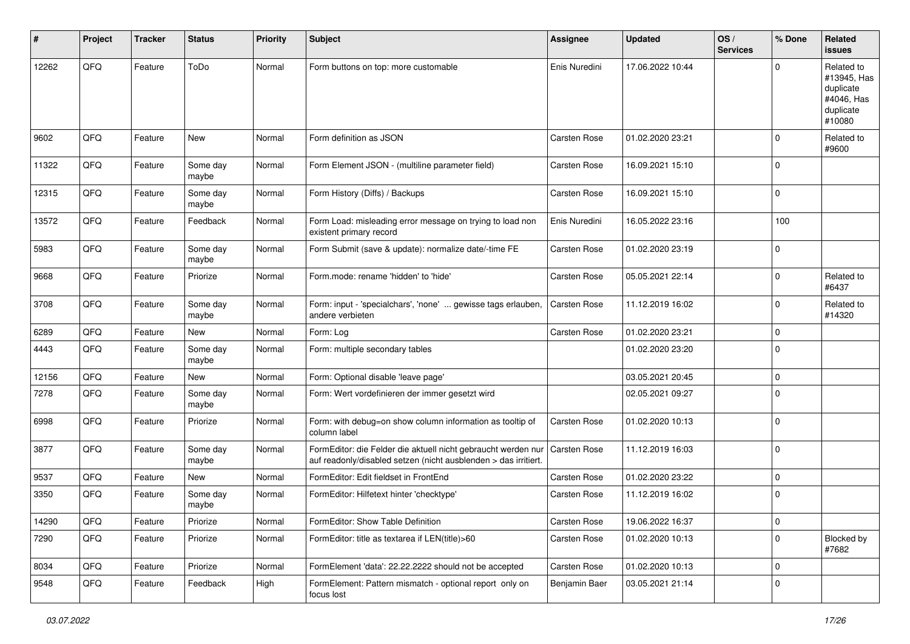| # | Project | Tracker | Status | Priority | Subject | Assignee | Updated | OS / Services | % Done | Related issues |
|---|---|---|---|---|---|---|---|---|---|---|
| 12262 | QFQ | Feature | ToDo | Normal | Form buttons on top: more customable | Enis Nuredini | 17.06.2022 10:44 | | 0 | Related to #13945, Has duplicate #4046, Has duplicate #10080 |
| 9602 | QFQ | Feature | New | Normal | Form definition as JSON | Carsten Rose | 01.02.2020 23:21 | | 0 | Related to #9600 |
| 11322 | QFQ | Feature | Some day maybe | Normal | Form Element JSON - (multiline parameter field) | Carsten Rose | 16.09.2021 15:10 | | 0 | |
| 12315 | QFQ | Feature | Some day maybe | Normal | Form History (Diffs) / Backups | Carsten Rose | 16.09.2021 15:10 | | 0 | |
| 13572 | QFQ | Feature | Feedback | Normal | Form Load: misleading error message on trying to load non existent primary record | Enis Nuredini | 16.05.2022 23:16 | | 100 | |
| 5983 | QFQ | Feature | Some day maybe | Normal | Form Submit (save & update): normalize date/-time FE | Carsten Rose | 01.02.2020 23:19 | | 0 | |
| 9668 | QFQ | Feature | Priorize | Normal | Form.mode: rename 'hidden' to 'hide' | Carsten Rose | 05.05.2021 22:14 | | 0 | Related to #6437 |
| 3708 | QFQ | Feature | Some day maybe | Normal | Form: input - 'specialchars', 'none' ... gewisse tags erlauben, andere verbieten | Carsten Rose | 11.12.2019 16:02 | | 0 | Related to #14320 |
| 6289 | QFQ | Feature | New | Normal | Form: Log | Carsten Rose | 01.02.2020 23:21 | | 0 | |
| 4443 | QFQ | Feature | Some day maybe | Normal | Form: multiple secondary tables | | 01.02.2020 23:20 | | 0 | |
| 12156 | QFQ | Feature | New | Normal | Form: Optional disable 'leave page' | | 03.05.2021 20:45 | | 0 | |
| 7278 | QFQ | Feature | Some day maybe | Normal | Form: Wert vordefinieren der immer gesetzt wird | | 02.05.2021 09:27 | | 0 | |
| 6998 | QFQ | Feature | Priorize | Normal | Form: with debug=on show column information as tooltip of column label | Carsten Rose | 01.02.2020 10:13 | | 0 | |
| 3877 | QFQ | Feature | Some day maybe | Normal | FormEditor: die Felder die aktuell nicht gebraucht werden nur auf readonly/disabled setzen (nicht ausblenden > das irritiert. | Carsten Rose | 11.12.2019 16:03 | | 0 | |
| 9537 | QFQ | Feature | New | Normal | FormEditor: Edit fieldset in FrontEnd | Carsten Rose | 01.02.2020 23:22 | | 0 | |
| 3350 | QFQ | Feature | Some day maybe | Normal | FormEditor: Hilfetext hinter 'checktype' | Carsten Rose | 11.12.2019 16:02 | | 0 | |
| 14290 | QFQ | Feature | Priorize | Normal | FormEditor: Show Table Definition | Carsten Rose | 19.06.2022 16:37 | | 0 | |
| 7290 | QFQ | Feature | Priorize | Normal | FormEditor: title as textarea if LEN(title)>60 | Carsten Rose | 01.02.2020 10:13 | | 0 | Blocked by #7682 |
| 8034 | QFQ | Feature | Priorize | Normal | FormElement 'data': 22.22.2222 should not be accepted | Carsten Rose | 01.02.2020 10:13 | | 0 | |
| 9548 | QFQ | Feature | Feedback | High | FormElement: Pattern mismatch - optional report only on focus lost | Benjamin Baer | 03.05.2021 21:14 | | 0 | |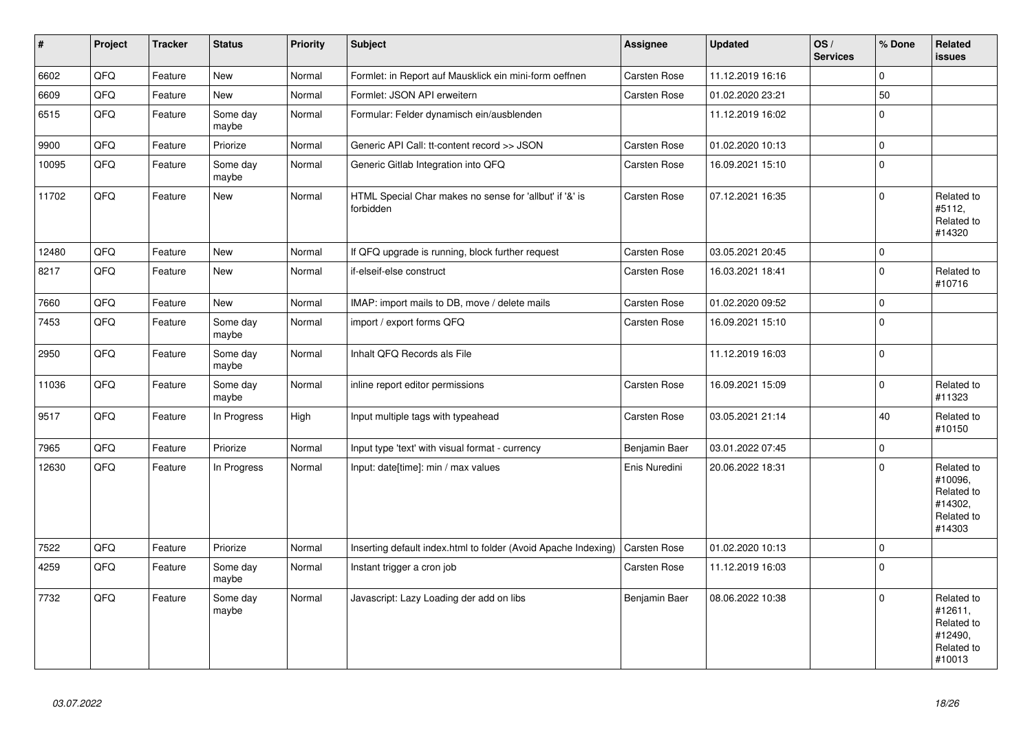| # | Project | Tracker | Status | Priority | Subject | Assignee | Updated | OS / Services | % Done | Related issues |
|---|---|---|---|---|---|---|---|---|---|---|
| 6602 | QFQ | Feature | New | Normal | Formlet: in Report auf Mausklick ein mini-form oeffnen | Carsten Rose | 11.12.2019 16:16 | | 0 | |
| 6609 | QFQ | Feature | New | Normal | Formlet: JSON API erweitern | Carsten Rose | 01.02.2020 23:21 | | 50 | |
| 6515 | QFQ | Feature | Some day maybe | Normal | Formular: Felder dynamisch ein/ausblenden | | 11.12.2019 16:02 | | 0 | |
| 9900 | QFQ | Feature | Priorize | Normal | Generic API Call: tt-content record >> JSON | Carsten Rose | 01.02.2020 10:13 | | 0 | |
| 10095 | QFQ | Feature | Some day maybe | Normal | Generic Gitlab Integration into QFQ | Carsten Rose | 16.09.2021 15:10 | | 0 | |
| 11702 | QFQ | Feature | New | Normal | HTML Special Char makes no sense for 'allbut' if '&' is forbidden | Carsten Rose | 07.12.2021 16:35 | | 0 | Related to #5112, Related to #14320 |
| 12480 | QFQ | Feature | New | Normal | If QFQ upgrade is running, block further request | Carsten Rose | 03.05.2021 20:45 | | 0 | |
| 8217 | QFQ | Feature | New | Normal | if-elseif-else construct | Carsten Rose | 16.03.2021 18:41 | | 0 | Related to #10716 |
| 7660 | QFQ | Feature | New | Normal | IMAP: import mails to DB, move / delete mails | Carsten Rose | 01.02.2020 09:52 | | 0 | |
| 7453 | QFQ | Feature | Some day maybe | Normal | import / export forms QFQ | Carsten Rose | 16.09.2021 15:10 | | 0 | |
| 2950 | QFQ | Feature | Some day maybe | Normal | Inhalt QFQ Records als File | | 11.12.2019 16:03 | | 0 | |
| 11036 | QFQ | Feature | Some day maybe | Normal | inline report editor permissions | Carsten Rose | 16.09.2021 15:09 | | 0 | Related to #11323 |
| 9517 | QFQ | Feature | In Progress | High | Input multiple tags with typeahead | Carsten Rose | 03.05.2021 21:14 | | 40 | Related to #10150 |
| 7965 | QFQ | Feature | Priorize | Normal | Input type 'text' with visual format - currency | Benjamin Baer | 03.01.2022 07:45 | | 0 | |
| 12630 | QFQ | Feature | In Progress | Normal | Input: date[time]: min / max values | Enis Nuredini | 20.06.2022 18:31 | | 0 | Related to #10096, Related to #14302, Related to #14303 |
| 7522 | QFQ | Feature | Priorize | Normal | Inserting default index.html to folder (Avoid Apache Indexing) | Carsten Rose | 01.02.2020 10:13 | | 0 | |
| 4259 | QFQ | Feature | Some day maybe | Normal | Instant trigger a cron job | Carsten Rose | 11.12.2019 16:03 | | 0 | |
| 7732 | QFQ | Feature | Some day maybe | Normal | Javascript: Lazy Loading der add on libs | Benjamin Baer | 08.06.2022 10:38 | | 0 | Related to #12611, Related to #12490, Related to #10013 |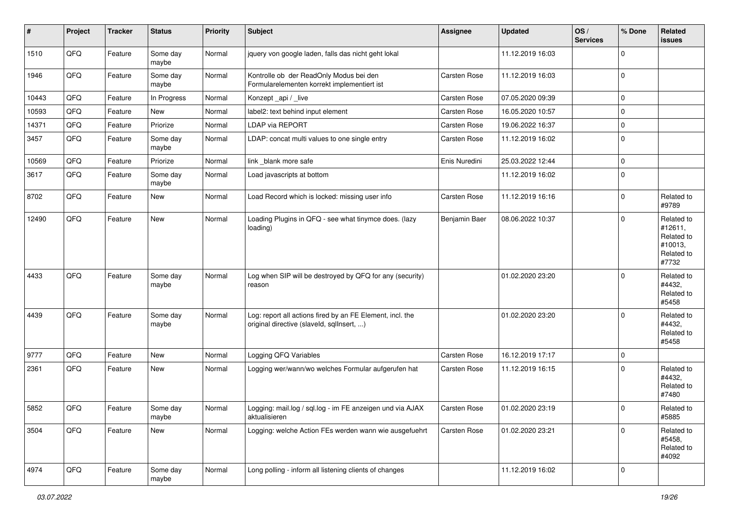| # | Project | Tracker | Status | Priority | Subject | Assignee | Updated | OS / Services | % Done | Related issues |
|---|---|---|---|---|---|---|---|---|---|---|
| 1510 | QFQ | Feature | Some day maybe | Normal | jquery von google laden, falls das nicht geht lokal | | 11.12.2019 16:03 | | 0 | |
| 1946 | QFQ | Feature | Some day maybe | Normal | Kontrolle ob der ReadOnly Modus bei den Formularelementen korrekt implementiert ist | Carsten Rose | 11.12.2019 16:03 | | 0 | |
| 10443 | QFQ | Feature | In Progress | Normal | Konzept _api / _live | Carsten Rose | 07.05.2020 09:39 | | 0 | |
| 10593 | QFQ | Feature | New | Normal | label2: text behind input element | Carsten Rose | 16.05.2020 10:57 | | 0 | |
| 14371 | QFQ | Feature | Priorize | Normal | LDAP via REPORT | Carsten Rose | 19.06.2022 16:37 | | 0 | |
| 3457 | QFQ | Feature | Some day maybe | Normal | LDAP: concat multi values to one single entry | Carsten Rose | 11.12.2019 16:02 | | 0 | |
| 10569 | QFQ | Feature | Priorize | Normal | link _blank more safe | Enis Nuredini | 25.03.2022 12:44 | | 0 | |
| 3617 | QFQ | Feature | Some day maybe | Normal | Load javascripts at bottom | | 11.12.2019 16:02 | | 0 | |
| 8702 | QFQ | Feature | New | Normal | Load Record which is locked: missing user info | Carsten Rose | 11.12.2019 16:16 | | 0 | Related to #9789 |
| 12490 | QFQ | Feature | New | Normal | Loading Plugins in QFQ - see what tinymce does. (lazy loading) | Benjamin Baer | 08.06.2022 10:37 | | 0 | Related to #12611, Related to #10013, Related to #7732 |
| 4433 | QFQ | Feature | Some day maybe | Normal | Log when SIP will be destroyed by QFQ for any (security) reason | | 01.02.2020 23:20 | | 0 | Related to #4432, Related to #5458 |
| 4439 | QFQ | Feature | Some day maybe | Normal | Log: report all actions fired by an FE Element, incl. the original directive (slaveId, sqlInsert, ...) | | 01.02.2020 23:20 | | 0 | Related to #4432, Related to #5458 |
| 9777 | QFQ | Feature | New | Normal | Logging QFQ Variables | Carsten Rose | 16.12.2019 17:17 | | 0 | |
| 2361 | QFQ | Feature | New | Normal | Logging wer/wann/wo welches Formular aufgerufen hat | Carsten Rose | 11.12.2019 16:15 | | 0 | Related to #4432, Related to #7480 |
| 5852 | QFQ | Feature | Some day maybe | Normal | Logging: mail.log / sql.log - im FE anzeigen und via AJAX aktualisieren | Carsten Rose | 01.02.2020 23:19 | | 0 | Related to #5885 |
| 3504 | QFQ | Feature | New | Normal | Logging: welche Action FEs werden wann wie ausgefuehrt | Carsten Rose | 01.02.2020 23:21 | | 0 | Related to #5458, Related to #4092 |
| 4974 | QFQ | Feature | Some day maybe | Normal | Long polling - inform all listening clients of changes | | 11.12.2019 16:02 | | 0 | |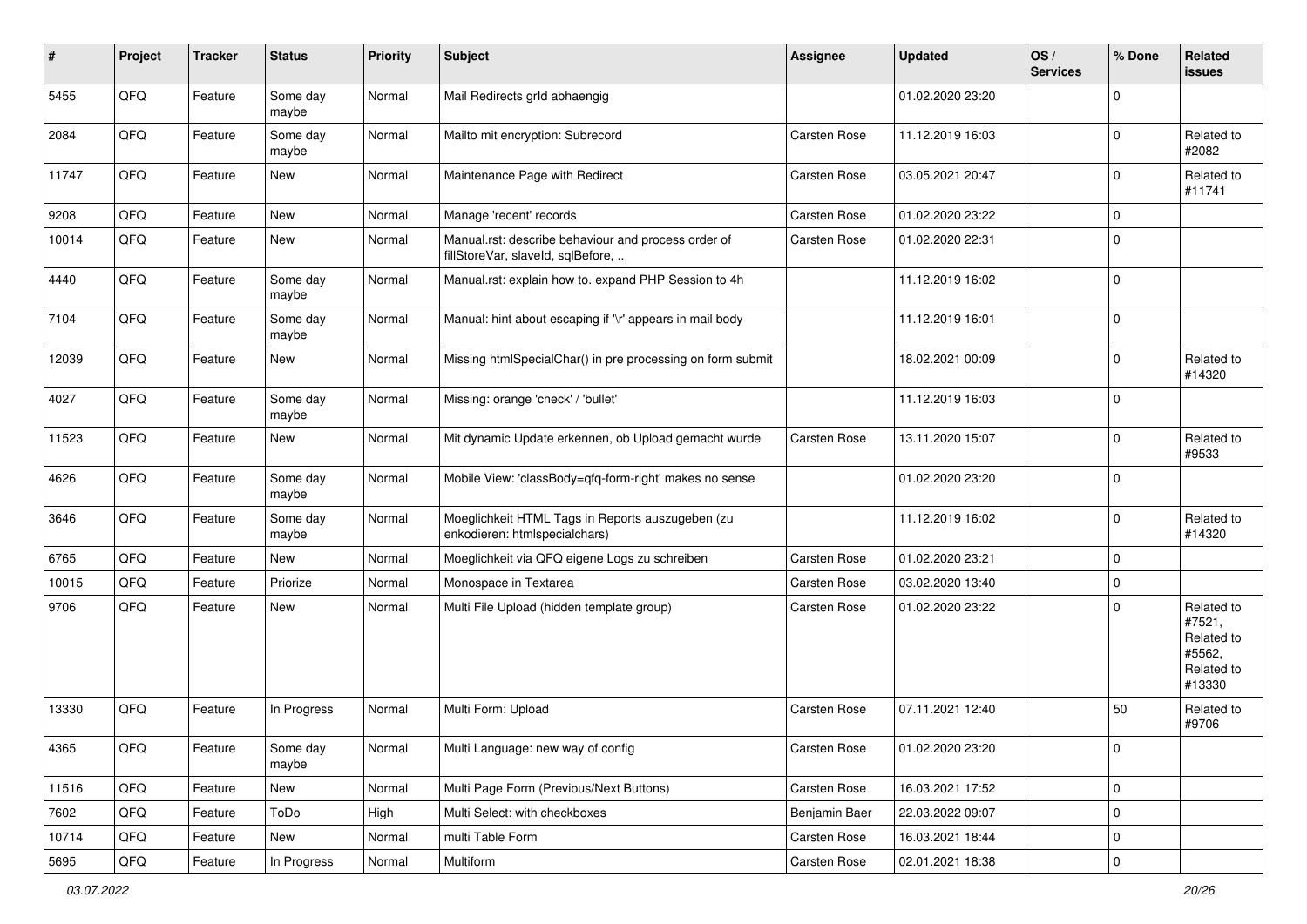| # | Project | Tracker | Status | Priority | Subject | Assignee | Updated | OS / Services | % Done | Related issues |
|---|---|---|---|---|---|---|---|---|---|---|
| 5455 | QFQ | Feature | Some day maybe | Normal | Mail Redirects grld abhaengig | | 01.02.2020 23:20 | | 0 | |
| 2084 | QFQ | Feature | Some day maybe | Normal | Mailto mit encryption: Subrecord | Carsten Rose | 11.12.2019 16:03 | | 0 | Related to #2082 |
| 11747 | QFQ | Feature | New | Normal | Maintenance Page with Redirect | Carsten Rose | 03.05.2021 20:47 | | 0 | Related to #11741 |
| 9208 | QFQ | Feature | New | Normal | Manage 'recent' records | Carsten Rose | 01.02.2020 23:22 | | 0 | |
| 10014 | QFQ | Feature | New | Normal | Manual.rst: describe behaviour and process order of fillStoreVar, slaveId, sqlBefore, .. | Carsten Rose | 01.02.2020 22:31 | | 0 | |
| 4440 | QFQ | Feature | Some day maybe | Normal | Manual.rst: explain how to. expand PHP Session to 4h | | 11.12.2019 16:02 | | 0 | |
| 7104 | QFQ | Feature | Some day maybe | Normal | Manual: hint about escaping if '\r' appears in mail body | | 11.12.2019 16:01 | | 0 | |
| 12039 | QFQ | Feature | New | Normal | Missing htmlSpecialChar() in pre processing on form submit | | 18.02.2021 00:09 | | 0 | Related to #14320 |
| 4027 | QFQ | Feature | Some day maybe | Normal | Missing: orange 'check' / 'bullet' | | 11.12.2019 16:03 | | 0 | |
| 11523 | QFQ | Feature | New | Normal | Mit dynamic Update erkennen, ob Upload gemacht wurde | Carsten Rose | 13.11.2020 15:07 | | 0 | Related to #9533 |
| 4626 | QFQ | Feature | Some day maybe | Normal | Mobile View: 'classBody=qfq-form-right' makes no sense | | 01.02.2020 23:20 | | 0 | |
| 3646 | QFQ | Feature | Some day maybe | Normal | Moeglichkeit HTML Tags in Reports auszugeben (zu enkodieren: htmlspecialchars) | | 11.12.2019 16:02 | | 0 | Related to #14320 |
| 6765 | QFQ | Feature | New | Normal | Moeglichkeit via QFQ eigene Logs zu schreiben | Carsten Rose | 01.02.2020 23:21 | | 0 | |
| 10015 | QFQ | Feature | Priorize | Normal | Monospace in Textarea | Carsten Rose | 03.02.2020 13:40 | | 0 | |
| 9706 | QFQ | Feature | New | Normal | Multi File Upload (hidden template group) | Carsten Rose | 01.02.2020 23:22 | | 0 | Related to #7521, Related to #5562, Related to #13330 |
| 13330 | QFQ | Feature | In Progress | Normal | Multi Form: Upload | Carsten Rose | 07.11.2021 12:40 | | 50 | Related to #9706 |
| 4365 | QFQ | Feature | Some day maybe | Normal | Multi Language: new way of config | Carsten Rose | 01.02.2020 23:20 | | 0 | |
| 11516 | QFQ | Feature | New | Normal | Multi Page Form (Previous/Next Buttons) | Carsten Rose | 16.03.2021 17:52 | | 0 | |
| 7602 | QFQ | Feature | ToDo | High | Multi Select: with checkboxes | Benjamin Baer | 22.03.2022 09:07 | | 0 | |
| 10714 | QFQ | Feature | New | Normal | multi Table Form | Carsten Rose | 16.03.2021 18:44 | | 0 | |
| 5695 | QFQ | Feature | In Progress | Normal | Multiform | Carsten Rose | 02.01.2021 18:38 | | 0 | |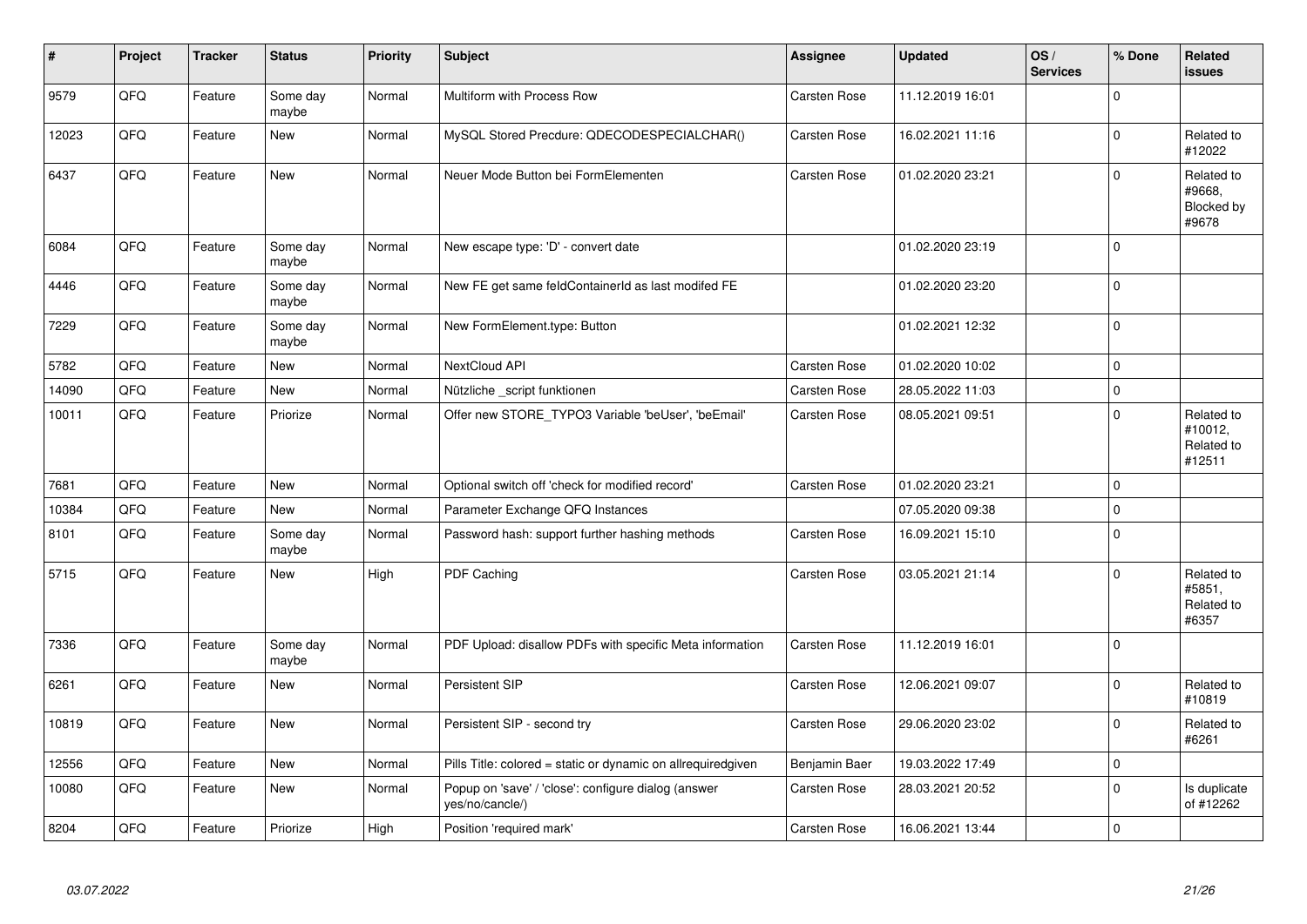| # | Project | Tracker | Status | Priority | Subject | Assignee | Updated | OS / Services | % Done | Related issues |
|---|---|---|---|---|---|---|---|---|---|---|
| 9579 | QFQ | Feature | Some day maybe | Normal | Multiform with Process Row | Carsten Rose | 11.12.2019 16:01 | | 0 | |
| 12023 | QFQ | Feature | New | Normal | MySQL Stored Precdure: QDECODESPECIALCHAR() | Carsten Rose | 16.02.2021 11:16 | | 0 | Related to #12022 |
| 6437 | QFQ | Feature | New | Normal | Neuer Mode Button bei FormElementen | Carsten Rose | 01.02.2020 23:21 | | 0 | Related to #9668, Blocked by #9678 |
| 6084 | QFQ | Feature | Some day maybe | Normal | New escape type: 'D' - convert date | | 01.02.2020 23:19 | | 0 | |
| 4446 | QFQ | Feature | Some day maybe | Normal | New FE get same feldContainerId as last modifed FE | | 01.02.2020 23:20 | | 0 | |
| 7229 | QFQ | Feature | Some day maybe | Normal | New FormElement.type: Button | | 01.02.2021 12:32 | | 0 | |
| 5782 | QFQ | Feature | New | Normal | NextCloud API | Carsten Rose | 01.02.2020 10:02 | | 0 | |
| 14090 | QFQ | Feature | New | Normal | Nützliche _script funktionen | Carsten Rose | 28.05.2022 11:03 | | 0 | |
| 10011 | QFQ | Feature | Priorize | Normal | Offer new STORE_TYPO3 Variable 'beUser', 'beEmail' | Carsten Rose | 08.05.2021 09:51 | | 0 | Related to #10012, Related to #12511 |
| 7681 | QFQ | Feature | New | Normal | Optional switch off 'check for modified record' | Carsten Rose | 01.02.2020 23:21 | | 0 | |
| 10384 | QFQ | Feature | New | Normal | Parameter Exchange QFQ Instances | | 07.05.2020 09:38 | | 0 | |
| 8101 | QFQ | Feature | Some day maybe | Normal | Password hash: support further hashing methods | Carsten Rose | 16.09.2021 15:10 | | 0 | |
| 5715 | QFQ | Feature | New | High | PDF Caching | Carsten Rose | 03.05.2021 21:14 | | 0 | Related to #5851, Related to #6357 |
| 7336 | QFQ | Feature | Some day maybe | Normal | PDF Upload: disallow PDFs with specific Meta information | Carsten Rose | 11.12.2019 16:01 | | 0 | |
| 6261 | QFQ | Feature | New | Normal | Persistent SIP | Carsten Rose | 12.06.2021 09:07 | | 0 | Related to #10819 |
| 10819 | QFQ | Feature | New | Normal | Persistent SIP - second try | Carsten Rose | 29.06.2020 23:02 | | 0 | Related to #6261 |
| 12556 | QFQ | Feature | New | Normal | Pills Title: colored = static or dynamic on allrequiredgiven | Benjamin Baer | 19.03.2022 17:49 | | 0 | |
| 10080 | QFQ | Feature | New | Normal | Popup on 'save' / 'close': configure dialog (answer yes/no/cancle/) | Carsten Rose | 28.03.2021 20:52 | | 0 | Is duplicate of #12262 |
| 8204 | QFQ | Feature | Priorize | High | Position 'required mark' | Carsten Rose | 16.06.2021 13:44 | | 0 | |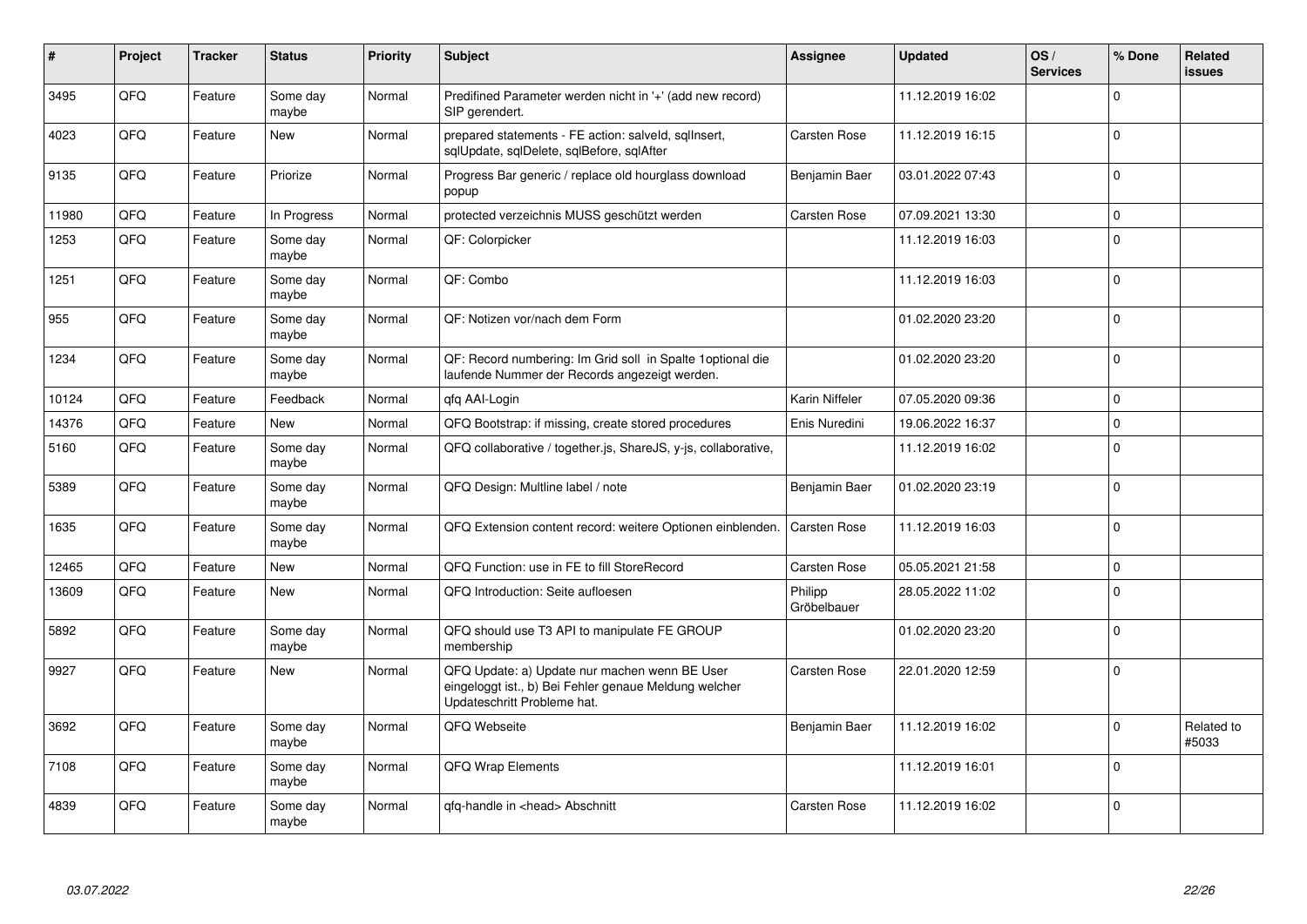| # | Project | Tracker | Status | Priority | Subject | Assignee | Updated | OS / Services | % Done | Related issues |
|---|---|---|---|---|---|---|---|---|---|---|
| 3495 | QFQ | Feature | Some day maybe | Normal | Predifined Parameter werden nicht in '+' (add new record) SIP gerendert. | | 11.12.2019 16:02 | | 0 | |
| 4023 | QFQ | Feature | New | Normal | prepared statements - FE action: salveld, sqlInsert, sqlUpdate, sqlDelete, sqlBefore, sqlAfter | Carsten Rose | 11.12.2019 16:15 | | 0 | |
| 9135 | QFQ | Feature | Priorize | Normal | Progress Bar generic / replace old hourglass download popup | Benjamin Baer | 03.01.2022 07:43 | | 0 | |
| 11980 | QFQ | Feature | In Progress | Normal | protected verzeichnis MUSS geschützt werden | Carsten Rose | 07.09.2021 13:30 | | 0 | |
| 1253 | QFQ | Feature | Some day maybe | Normal | QF: Colorpicker | | 11.12.2019 16:03 | | 0 | |
| 1251 | QFQ | Feature | Some day maybe | Normal | QF: Combo | | 11.12.2019 16:03 | | 0 | |
| 955 | QFQ | Feature | Some day maybe | Normal | QF: Notizen vor/nach dem Form | | 01.02.2020 23:20 | | 0 | |
| 1234 | QFQ | Feature | Some day maybe | Normal | QF: Record numbering: Im Grid soll in Spalte 1optional die laufende Nummer der Records angezeigt werden. | | 01.02.2020 23:20 | | 0 | |
| 10124 | QFQ | Feature | Feedback | Normal | qfq AAI-Login | Karin Niffeler | 07.05.2020 09:36 | | 0 | |
| 14376 | QFQ | Feature | New | Normal | QFQ Bootstrap: if missing, create stored procedures | Enis Nuredini | 19.06.2022 16:37 | | 0 | |
| 5160 | QFQ | Feature | Some day maybe | Normal | QFQ collaborative / together.js, ShareJS, y-js, collaborative, | | 11.12.2019 16:02 | | 0 | |
| 5389 | QFQ | Feature | Some day maybe | Normal | QFQ Design: Multline label / note | Benjamin Baer | 01.02.2020 23:19 | | 0 | |
| 1635 | QFQ | Feature | Some day maybe | Normal | QFQ Extension content record: weitere Optionen einblenden. | Carsten Rose | 11.12.2019 16:03 | | 0 | |
| 12465 | QFQ | Feature | New | Normal | QFQ Function: use in FE to fill StoreRecord | Carsten Rose | 05.05.2021 21:58 | | 0 | |
| 13609 | QFQ | Feature | New | Normal | QFQ Introduction: Seite aufloesen | Philipp Gröbelbauer | 28.05.2022 11:02 | | 0 | |
| 5892 | QFQ | Feature | Some day maybe | Normal | QFQ should use T3 API to manipulate FE GROUP membership | | 01.02.2020 23:20 | | 0 | |
| 9927 | QFQ | Feature | New | Normal | QFQ Update: a) Update nur machen wenn BE User eingeloggt ist., b) Bei Fehler genaue Meldung welcher Updateschritt Probleme hat. | Carsten Rose | 22.01.2020 12:59 | | 0 | |
| 3692 | QFQ | Feature | Some day maybe | Normal | QFQ Webseite | Benjamin Baer | 11.12.2019 16:02 | | 0 | Related to #5033 |
| 7108 | QFQ | Feature | Some day maybe | Normal | QFQ Wrap Elements | | 11.12.2019 16:01 | | 0 | |
| 4839 | QFQ | Feature | Some day maybe | Normal | qfq-handle in <head> Abschnitt | Carsten Rose | 11.12.2019 16:02 | | 0 | |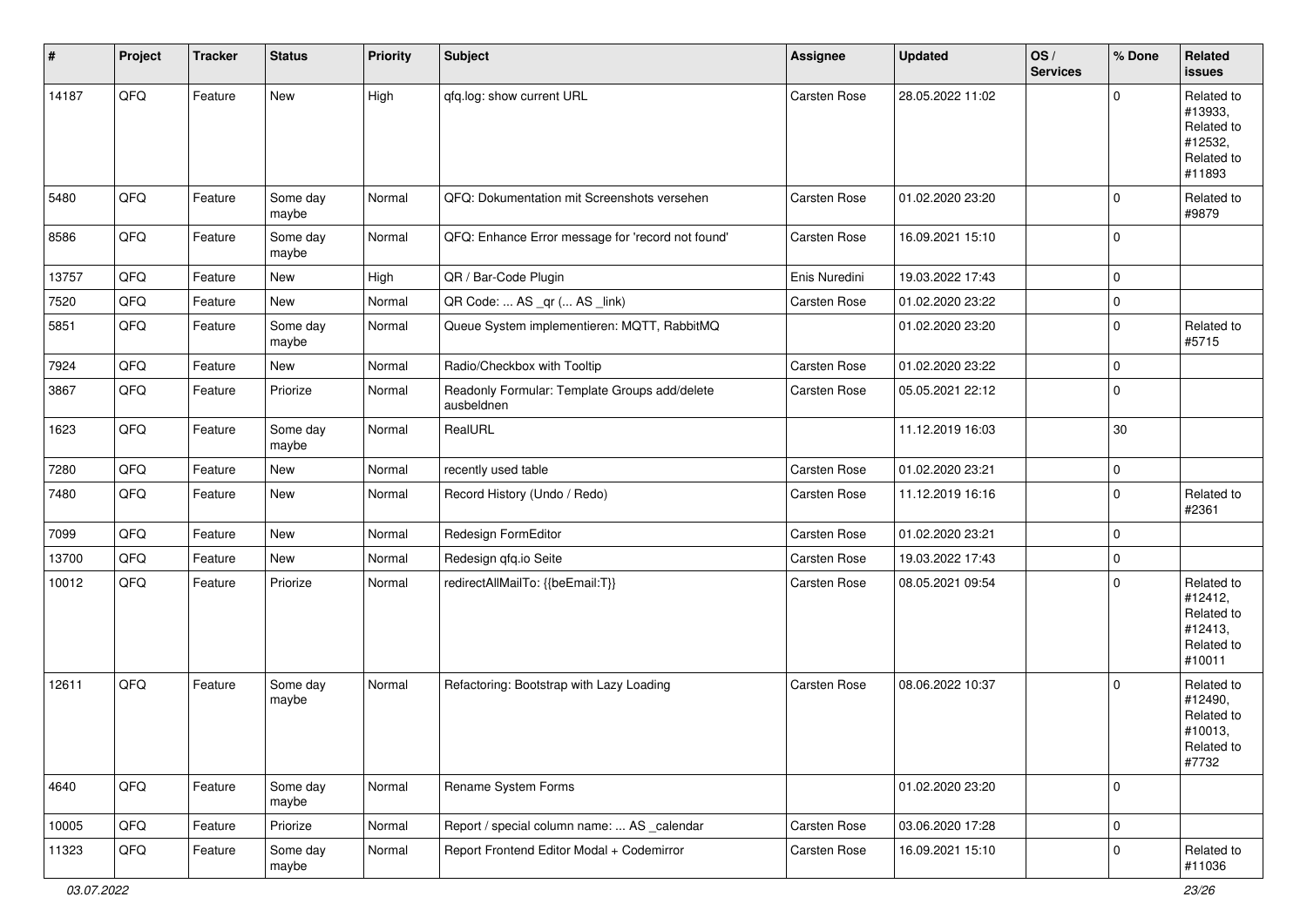| # | Project | Tracker | Status | Priority | Subject | Assignee | Updated | OS / Services | % Done | Related issues |
|---|---|---|---|---|---|---|---|---|---|---|
| 14187 | QFQ | Feature | New | High | qfq.log: show current URL | Carsten Rose | 28.05.2022 11:02 | | 0 | Related to #13933, Related to #12532, Related to #11893 |
| 5480 | QFQ | Feature | Some day maybe | Normal | QFQ: Dokumentation mit Screenshots versehen | Carsten Rose | 01.02.2020 23:20 | | 0 | Related to #9879 |
| 8586 | QFQ | Feature | Some day maybe | Normal | QFQ: Enhance Error message for 'record not found' | Carsten Rose | 16.09.2021 15:10 | | 0 | |
| 13757 | QFQ | Feature | New | High | QR / Bar-Code Plugin | Enis Nuredini | 19.03.2022 17:43 | | 0 | |
| 7520 | QFQ | Feature | New | Normal | QR Code: ... AS _qr (... AS _link) | Carsten Rose | 01.02.2020 23:22 | | 0 | |
| 5851 | QFQ | Feature | Some day maybe | Normal | Queue System implementieren: MQTT, RabbitMQ | | 01.02.2020 23:20 | | 0 | Related to #5715 |
| 7924 | QFQ | Feature | New | Normal | Radio/Checkbox with Tooltip | Carsten Rose | 01.02.2020 23:22 | | 0 | |
| 3867 | QFQ | Feature | Priorize | Normal | Readonly Formular: Template Groups add/delete ausbeldnen | Carsten Rose | 05.05.2021 22:12 | | 0 | |
| 1623 | QFQ | Feature | Some day maybe | Normal | RealURL | | 11.12.2019 16:03 | | 30 | |
| 7280 | QFQ | Feature | New | Normal | recently used table | Carsten Rose | 01.02.2020 23:21 | | 0 | |
| 7480 | QFQ | Feature | New | Normal | Record History (Undo / Redo) | Carsten Rose | 11.12.2019 16:16 | | 0 | Related to #2361 |
| 7099 | QFQ | Feature | New | Normal | Redesign FormEditor | Carsten Rose | 01.02.2020 23:21 | | 0 | |
| 13700 | QFQ | Feature | New | Normal | Redesign qfq.io Seite | Carsten Rose | 19.03.2022 17:43 | | 0 | |
| 10012 | QFQ | Feature | Priorize | Normal | redirectAllMailTo: {{beEmail:T}} | Carsten Rose | 08.05.2021 09:54 | | 0 | Related to #12412, Related to #12413, Related to #10011 |
| 12611 | QFQ | Feature | Some day maybe | Normal | Refactoring: Bootstrap with Lazy Loading | Carsten Rose | 08.06.2022 10:37 | | 0 | Related to #12490, Related to #10013, Related to #7732 |
| 4640 | QFQ | Feature | Some day maybe | Normal | Rename System Forms | | 01.02.2020 23:20 | | 0 | |
| 10005 | QFQ | Feature | Priorize | Normal | Report / special column name: ... AS _calendar | Carsten Rose | 03.06.2020 17:28 | | 0 | |
| 11323 | QFQ | Feature | Some day maybe | Normal | Report Frontend Editor Modal + Codemirror | Carsten Rose | 16.09.2021 15:10 | | 0 | Related to #11036 |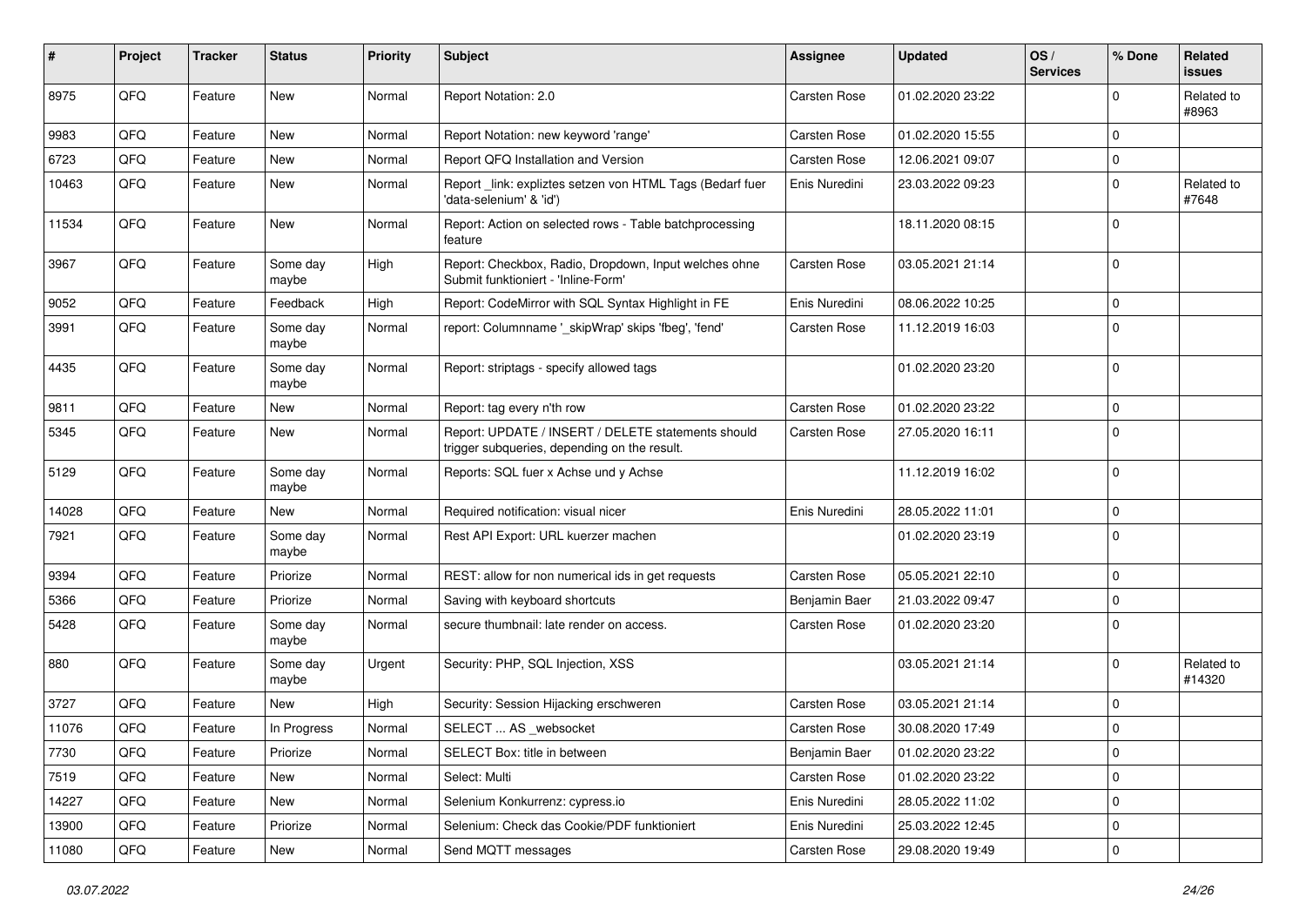| # | Project | Tracker | Status | Priority | Subject | Assignee | Updated | OS / Services | % Done | Related issues |
|---|---|---|---|---|---|---|---|---|---|---|
| 8975 | QFQ | Feature | New | Normal | Report Notation: 2.0 | Carsten Rose | 01.02.2020 23:22 | | 0 | Related to #8963 |
| 9983 | QFQ | Feature | New | Normal | Report Notation: new keyword 'range' | Carsten Rose | 01.02.2020 15:55 | | 0 | |
| 6723 | QFQ | Feature | New | Normal | Report QFQ Installation and Version | Carsten Rose | 12.06.2021 09:07 | | 0 | |
| 10463 | QFQ | Feature | New | Normal | Report _link: expliztes setzen von HTML Tags (Bedarf fuer 'data-selenium' & 'id') | Enis Nuredini | 23.03.2022 09:23 | | 0 | Related to #7648 |
| 11534 | QFQ | Feature | New | Normal | Report: Action on selected rows - Table batchprocessing feature | | 18.11.2020 08:15 | | 0 | |
| 3967 | QFQ | Feature | Some day maybe | High | Report: Checkbox, Radio, Dropdown, Input welches ohne Submit funktioniert - 'Inline-Form' | Carsten Rose | 03.05.2021 21:14 | | 0 | |
| 9052 | QFQ | Feature | Feedback | High | Report: CodeMirror with SQL Syntax Highlight in FE | Enis Nuredini | 08.06.2022 10:25 | | 0 | |
| 3991 | QFQ | Feature | Some day maybe | Normal | report: Columnname '_skipWrap' skips 'fbeg', 'fend' | Carsten Rose | 11.12.2019 16:03 | | 0 | |
| 4435 | QFQ | Feature | Some day maybe | Normal | Report: striptags - specify allowed tags | | 01.02.2020 23:20 | | 0 | |
| 9811 | QFQ | Feature | New | Normal | Report: tag every n'th row | Carsten Rose | 01.02.2020 23:22 | | 0 | |
| 5345 | QFQ | Feature | New | Normal | Report: UPDATE / INSERT / DELETE statements should trigger subqueries, depending on the result. | Carsten Rose | 27.05.2020 16:11 | | 0 | |
| 5129 | QFQ | Feature | Some day maybe | Normal | Reports: SQL fuer x Achse und y Achse | | 11.12.2019 16:02 | | 0 | |
| 14028 | QFQ | Feature | New | Normal | Required notification: visual nicer | Enis Nuredini | 28.05.2022 11:01 | | 0 | |
| 7921 | QFQ | Feature | Some day maybe | Normal | Rest API Export: URL kuerzer machen | | 01.02.2020 23:19 | | 0 | |
| 9394 | QFQ | Feature | Priorize | Normal | REST: allow for non numerical ids in get requests | Carsten Rose | 05.05.2021 22:10 | | 0 | |
| 5366 | QFQ | Feature | Priorize | Normal | Saving with keyboard shortcuts | Benjamin Baer | 21.03.2022 09:47 | | 0 | |
| 5428 | QFQ | Feature | Some day maybe | Normal | secure thumbnail: late render on access. | Carsten Rose | 01.02.2020 23:20 | | 0 | |
| 880 | QFQ | Feature | Some day maybe | Urgent | Security: PHP, SQL Injection, XSS | | 03.05.2021 21:14 | | 0 | Related to #14320 |
| 3727 | QFQ | Feature | New | High | Security: Session Hijacking erschweren | Carsten Rose | 03.05.2021 21:14 | | 0 | |
| 11076 | QFQ | Feature | In Progress | Normal | SELECT ... AS _websocket | Carsten Rose | 30.08.2020 17:49 | | 0 | |
| 7730 | QFQ | Feature | Priorize | Normal | SELECT Box: title in between | Benjamin Baer | 01.02.2020 23:22 | | 0 | |
| 7519 | QFQ | Feature | New | Normal | Select: Multi | Carsten Rose | 01.02.2020 23:22 | | 0 | |
| 14227 | QFQ | Feature | New | Normal | Selenium Konkurrenz: cypress.io | Enis Nuredini | 28.05.2022 11:02 | | 0 | |
| 13900 | QFQ | Feature | Priorize | Normal | Selenium: Check das Cookie/PDF funktioniert | Enis Nuredini | 25.03.2022 12:45 | | 0 | |
| 11080 | QFQ | Feature | New | Normal | Send MQTT messages | Carsten Rose | 29.08.2020 19:49 | | 0 | |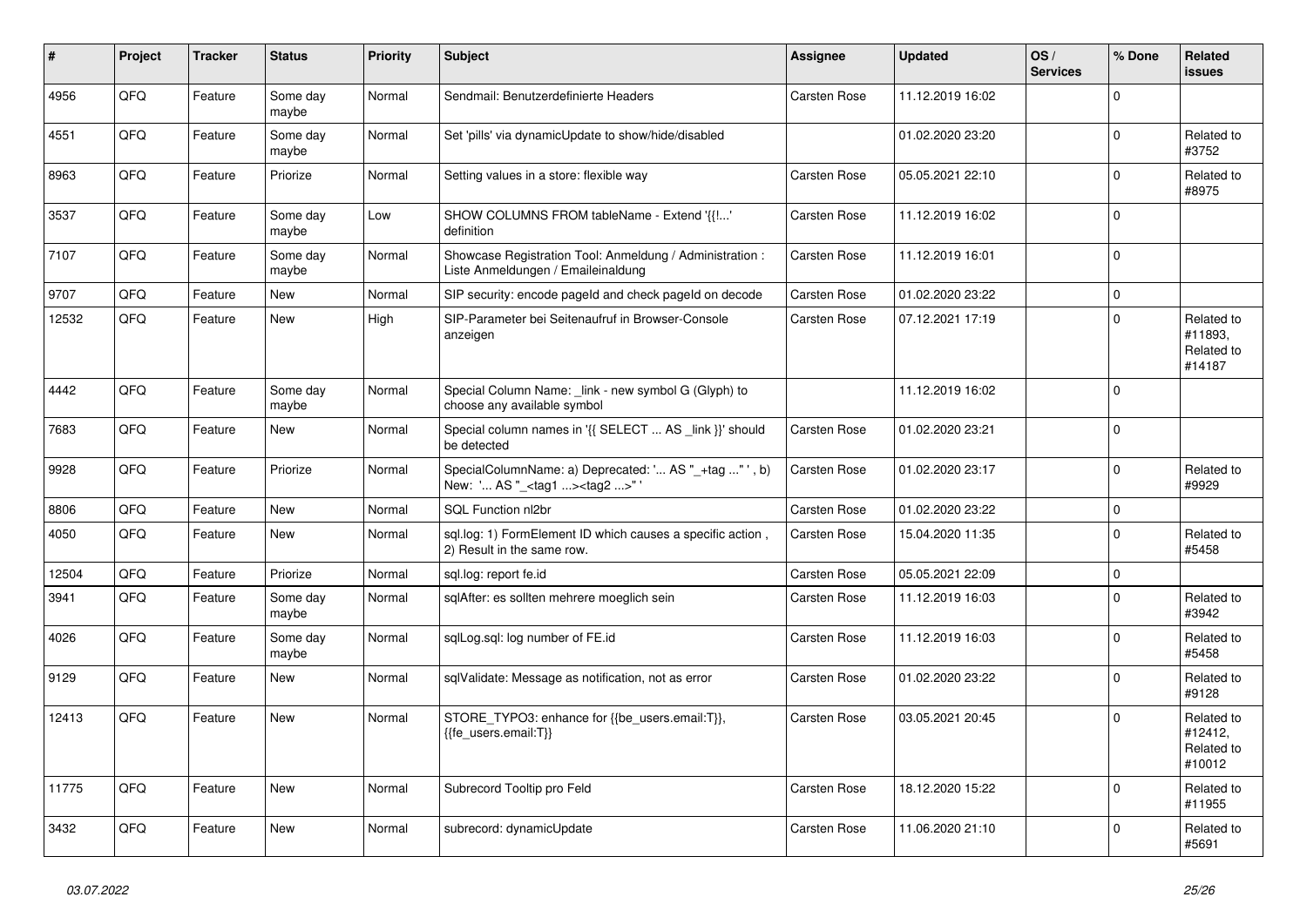| # | Project | Tracker | Status | Priority | Subject | Assignee | Updated | OS / Services | % Done | Related issues |
|---|---|---|---|---|---|---|---|---|---|---|
| 4956 | QFQ | Feature | Some day maybe | Normal | Sendmail: Benutzerdefinierte Headers | Carsten Rose | 11.12.2019 16:02 | | 0 | |
| 4551 | QFQ | Feature | Some day maybe | Normal | Set 'pills' via dynamicUpdate to show/hide/disabled | | 01.02.2020 23:20 | | 0 | Related to #3752 |
| 8963 | QFQ | Feature | Priorize | Normal | Setting values in a store: flexible way | Carsten Rose | 05.05.2021 22:10 | | 0 | Related to #8975 |
| 3537 | QFQ | Feature | Some day maybe | Low | SHOW COLUMNS FROM tableName - Extend '{{!...' definition | Carsten Rose | 11.12.2019 16:02 | | 0 | |
| 7107 | QFQ | Feature | Some day maybe | Normal | Showcase Registration Tool: Anmeldung / Administration : Liste Anmeldungen / Emaileinaldung | Carsten Rose | 11.12.2019 16:01 | | 0 | |
| 9707 | QFQ | Feature | New | Normal | SIP security: encode pageId and check pageId on decode | Carsten Rose | 01.02.2020 23:22 | | 0 | |
| 12532 | QFQ | Feature | New | High | SIP-Parameter bei Seitenaufruf in Browser-Console anzeigen | Carsten Rose | 07.12.2021 17:19 | | 0 | Related to #11893, Related to #14187 |
| 4442 | QFQ | Feature | Some day maybe | Normal | Special Column Name: _link - new symbol G (Glyph) to choose any available symbol | | 11.12.2019 16:02 | | 0 | |
| 7683 | QFQ | Feature | New | Normal | Special column names in '{{ SELECT ... AS _link }}' should be detected | Carsten Rose | 01.02.2020 23:21 | | 0 | |
| 9928 | QFQ | Feature | Priorize | Normal | SpecialColumnName: a) Deprecated: '... AS "_+tag ..." ', b) New: '... AS "_<tag1 ...><tag2 ...>" ' | Carsten Rose | 01.02.2020 23:17 | | 0 | Related to #9929 |
| 8806 | QFQ | Feature | New | Normal | SQL Function nl2br | Carsten Rose | 01.02.2020 23:22 | | 0 | |
| 4050 | QFQ | Feature | New | Normal | sql.log: 1) FormElement ID which causes a specific action , 2) Result in the same row. | Carsten Rose | 15.04.2020 11:35 | | 0 | Related to #5458 |
| 12504 | QFQ | Feature | Priorize | Normal | sql.log: report fe.id | Carsten Rose | 05.05.2021 22:09 | | 0 | |
| 3941 | QFQ | Feature | Some day maybe | Normal | sqlAfter: es sollten mehrere moeglich sein | Carsten Rose | 11.12.2019 16:03 | | 0 | Related to #3942 |
| 4026 | QFQ | Feature | Some day maybe | Normal | sqlLog.sql: log number of FE.id | Carsten Rose | 11.12.2019 16:03 | | 0 | Related to #5458 |
| 9129 | QFQ | Feature | New | Normal | sqlValidate: Message as notification, not as error | Carsten Rose | 01.02.2020 23:22 | | 0 | Related to #9128 |
| 12413 | QFQ | Feature | New | Normal | STORE_TYPO3: enhance for {{be_users.email:T}}, {{fe_users.email:T}} | Carsten Rose | 03.05.2021 20:45 | | 0 | Related to #12412, Related to #10012 |
| 11775 | QFQ | Feature | New | Normal | Subrecord Tooltip pro Feld | Carsten Rose | 18.12.2020 15:22 | | 0 | Related to #11955 |
| 3432 | QFQ | Feature | New | Normal | subrecord: dynamicUpdate | Carsten Rose | 11.06.2020 21:10 | | 0 | Related to #5691 |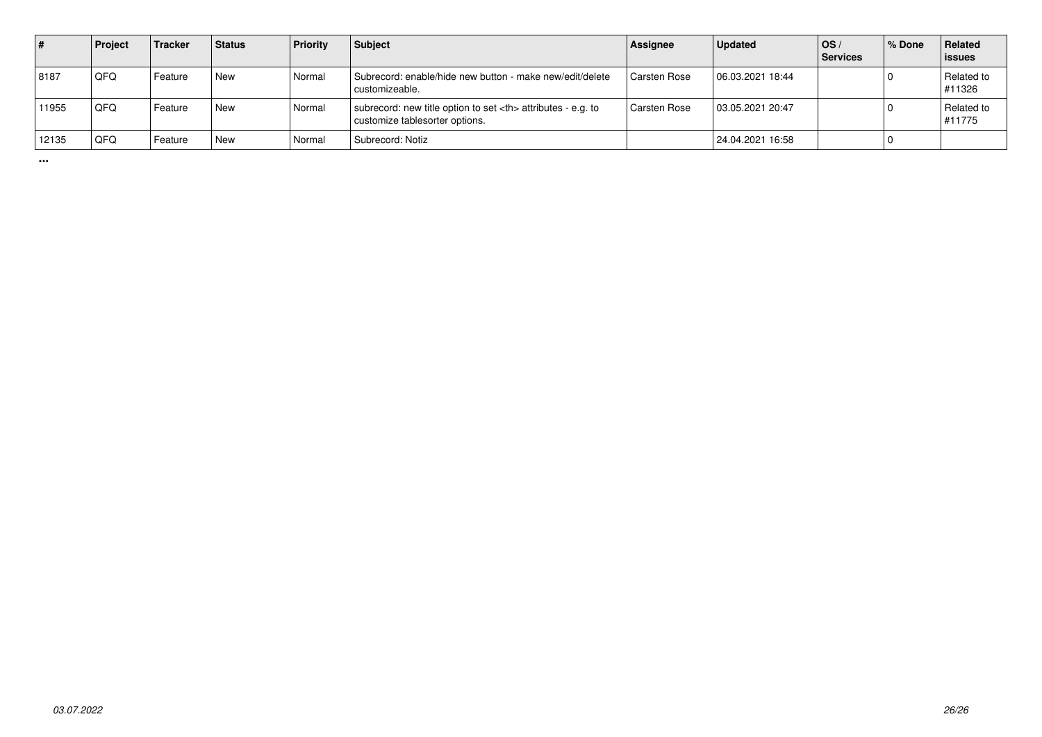| # | Project | Tracker | Status | Priority | Subject | Assignee | Updated | OS / Services | % Done | Related issues |
|---|---|---|---|---|---|---|---|---|---|---|
| 8187 | QFQ | Feature | New | Normal | Subrecord: enable/hide new button - make new/edit/delete customizeable. | Carsten Rose | 06.03.2021 18:44 | | 0 | Related to #11326 |
| 11955 | QFQ | Feature | New | Normal | subrecord: new title option to set <th> attributes - e.g. to customize tablesorter options. | Carsten Rose | 03.05.2021 20:47 | | 0 | Related to #11775 |
| 12135 | QFQ | Feature | New | Normal | Subrecord: Notiz | | 24.04.2021 16:58 | | 0 | |

...